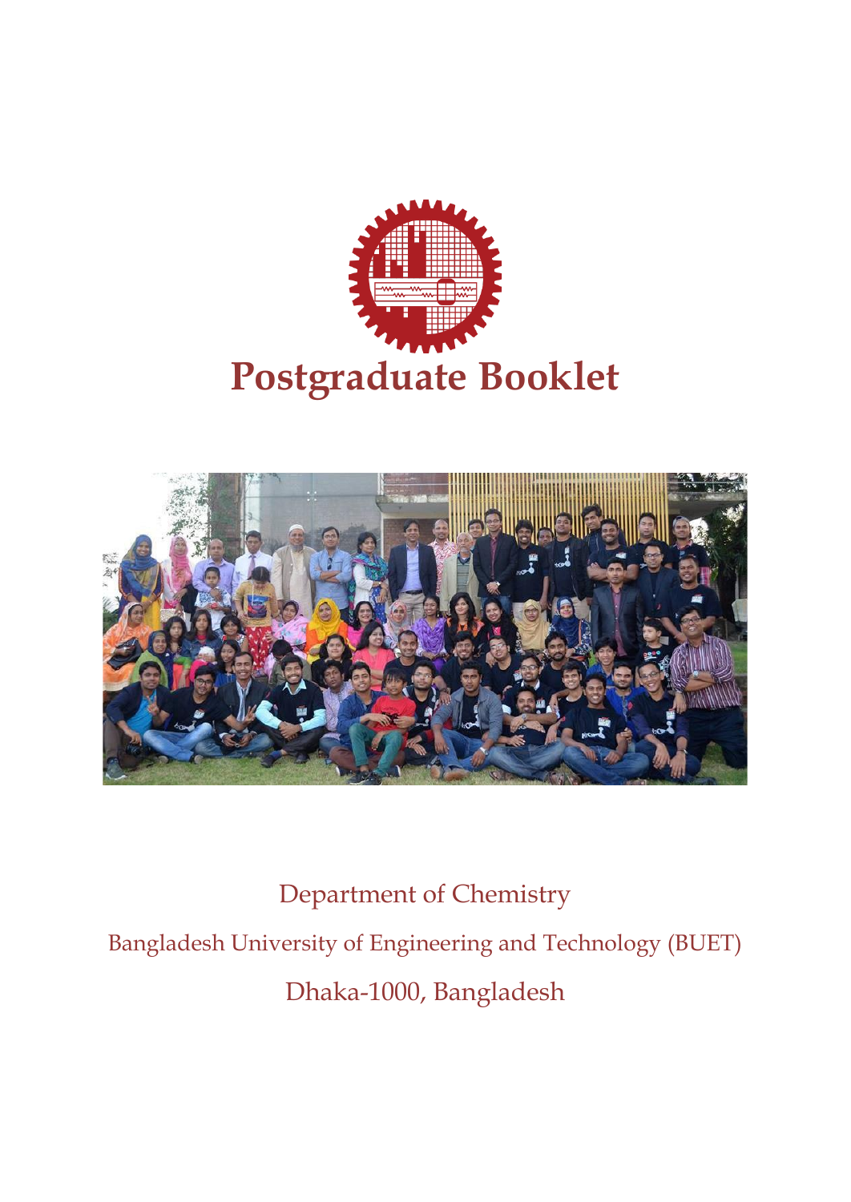# Postgraduate Booklet

Department of Chemistry

Bangladesh University of Engineering and Technology (BUET)

Dhaka-1000, Bangladesh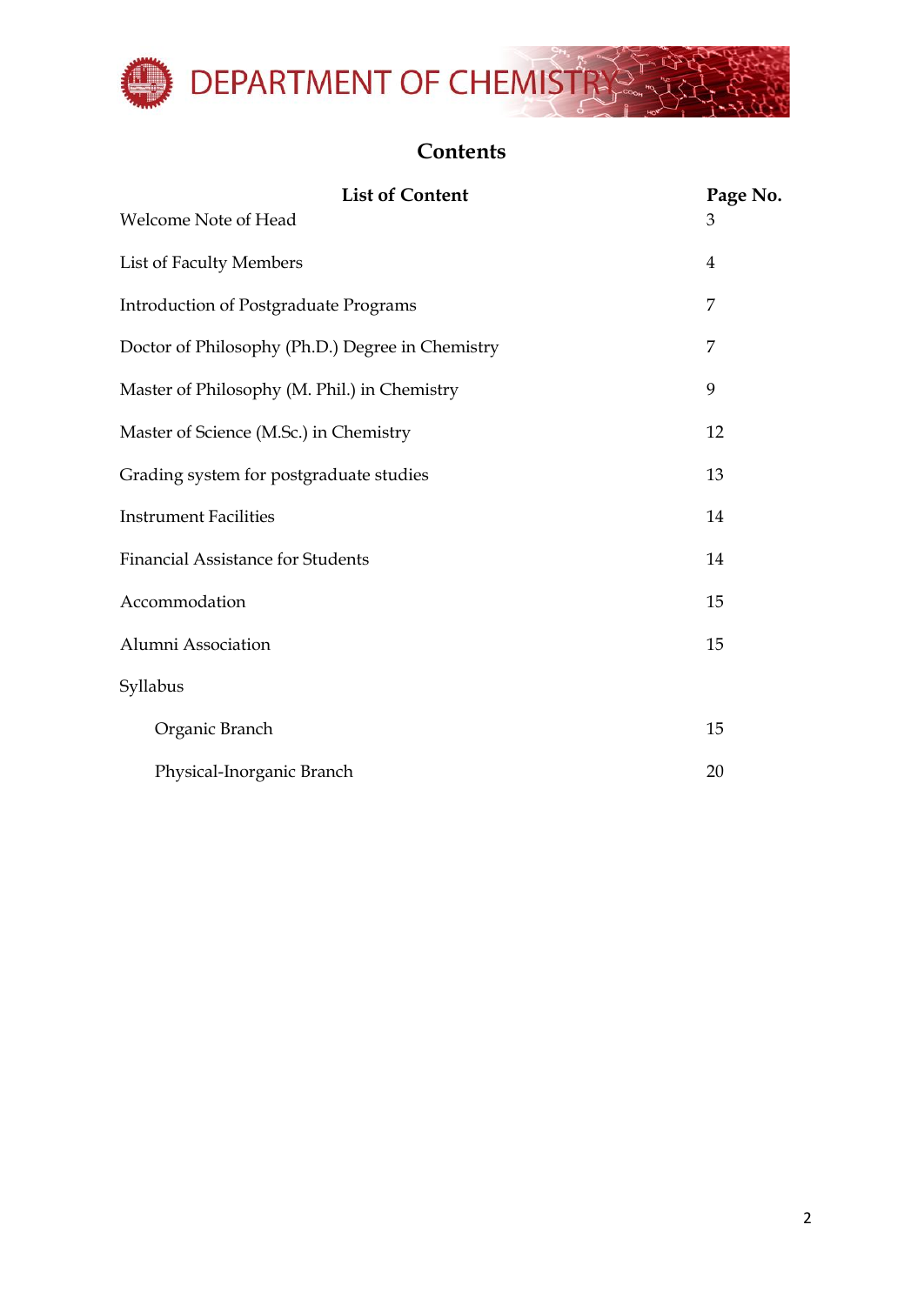# Contents

| List of Content | Page No. |
|---|---|
| Welcome Note of Head | 3 |
| List of Faculty Members | 4 |
| Introduction of Postgraduate Programs | 7 |
| Doctor of Philosophy (Ph.D.) Degree in Chemistry | 7 |
| Master of Philosophy (M. Phil.) in Chemistry | 9 |
| Master of Science (M.Sc.) in Chemistry | 12 |
| Grading system for postgraduate studies | 13 |
| Instrument Facilities | 14 |
| Financial Assistance for Students | 14 |
| Accommodation | 15 |
| Alumni Association | 15 |
| Syllabus | |
| Organic Branch | 15 |
| Physical-Inorganic Branch | 20 |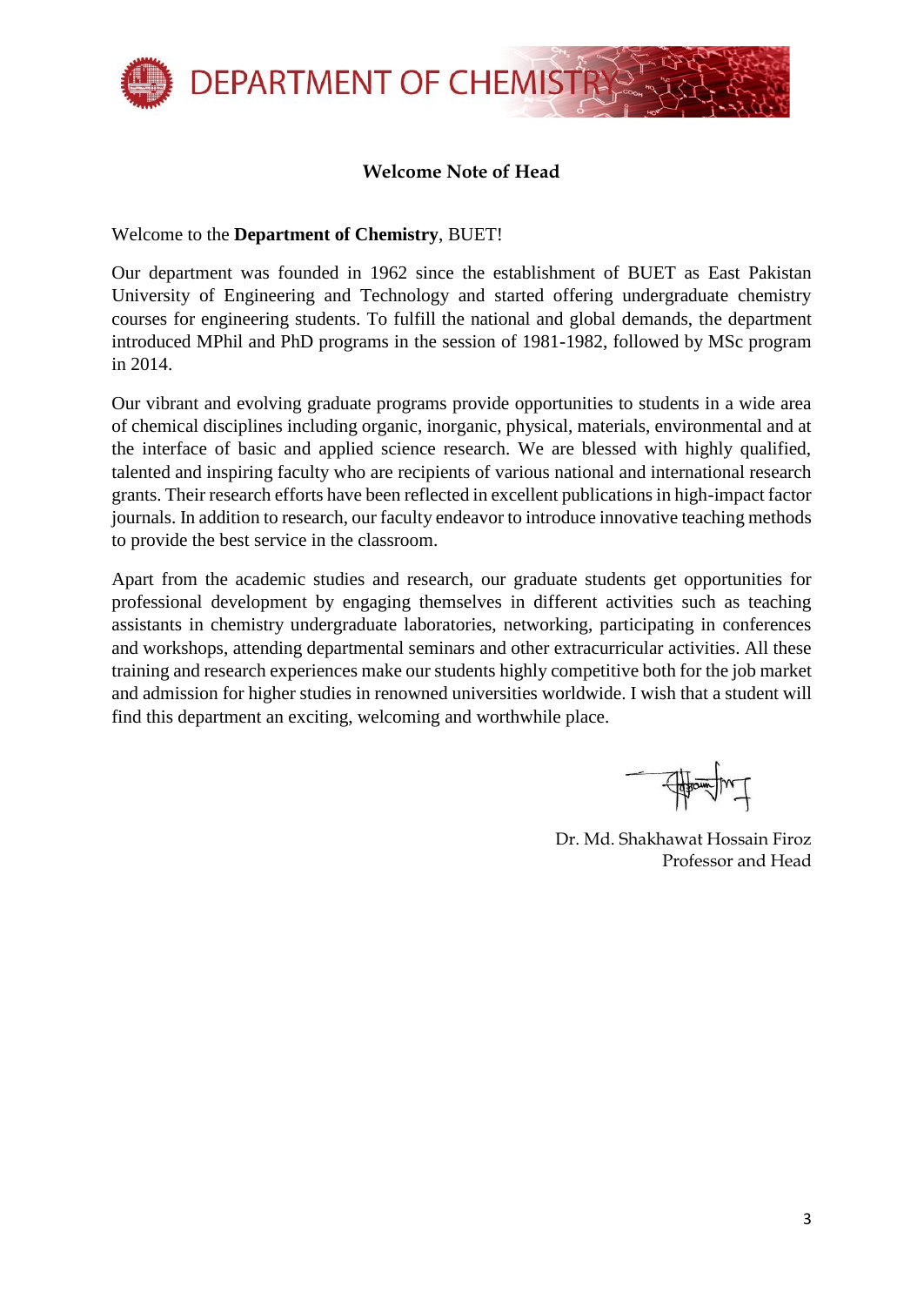## Welcome Note of Head

Welcome to the **Department of Chemistry**, BUET!

Our department was founded in 1962 since the establishment of BUET as East Pakistan University of Engineering and Technology and started offering undergraduate chemistry courses for engineering students. To fulfill the national and global demands, the department introduced MPhil and PhD programs in the session of 1981-1982, followed by MSc program in 2014.

Our vibrant and evolving graduate programs provide opportunities to students in a wide area of chemical disciplines including organic, inorganic, physical, materials, environmental and at the interface of basic and applied science research. We are blessed with highly qualified, talented and inspiring faculty who are recipients of various national and international research grants. Their research efforts have been reflected in excellent publications in high-impact factor journals. In addition to research, our faculty endeavor to introduce innovative teaching methods to provide the best service in the classroom.

Apart from the academic studies and research, our graduate students get opportunities for professional development by engaging themselves in different activities such as teaching assistants in chemistry undergraduate laboratories, networking, participating in conferences and workshops, attending departmental seminars and other extracurricular activities. All these training and research experiences make our students highly competitive both for the job market and admission for higher studies in renowned universities worldwide. I wish that a student will find this department an exciting, welcoming and worthwhile place.

Dr. Md. Shakhawat Hossain Firoz
Professor and Head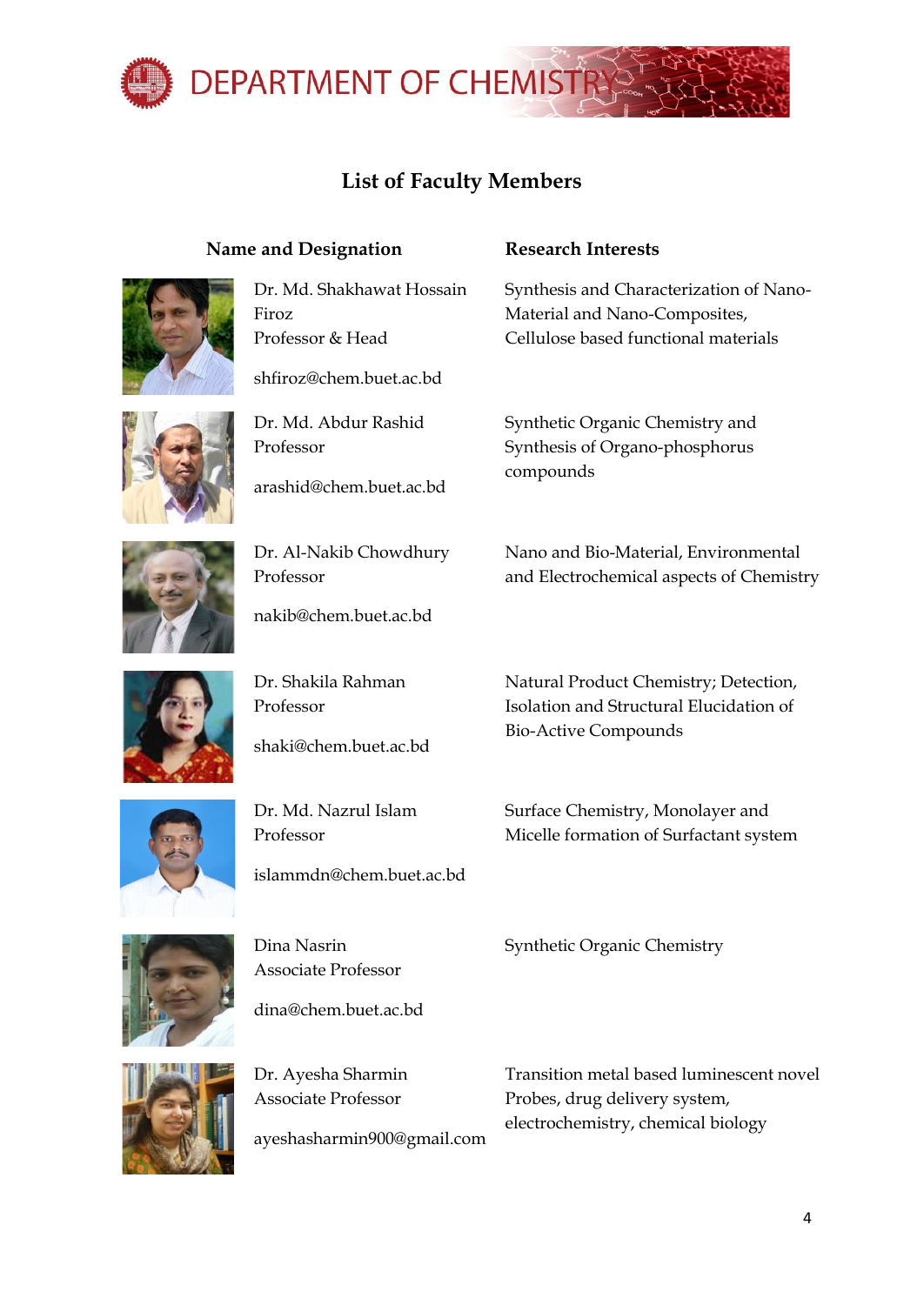## List of Faculty Members

| Name and Designation | Research Interests |
| --- | --- |
| Dr. Md. Shakhawat Hossain Firoz<br>Professor & Head<br><br>shfiroz@chem.buet.ac.bd | Synthesis and Characterization of Nano-Material and Nano-Composites, Cellulose based functional materials |
| Dr. Md. Abdur Rashid<br>Professor<br><br>arashid@chem.buet.ac.bd | Synthetic Organic Chemistry and Synthesis of Organo-phosphorus compounds |
| Dr. Al-Nakib Chowdhury<br>Professor<br><br>nakib@chem.buet.ac.bd | Nano and Bio-Material, Environmental and Electrochemical aspects of Chemistry |
| Dr. Shakila Rahman<br>Professor<br><br>shaki@chem.buet.ac.bd | Natural Product Chemistry; Detection, Isolation and Structural Elucidation of Bio-Active Compounds |
| Dr. Md. Nazrul Islam<br>Professor<br><br>islammdn@chem.buet.ac.bd | Surface Chemistry, Monolayer and Micelle formation of Surfactant system |
| Dina Nasrin<br>Associate Professor<br><br>dina@chem.buet.ac.bd | Synthetic Organic Chemistry |
| Dr. Ayesha Sharmin<br>Associate Professor<br><br>ayeshasharmin900@gmail.com | Transition metal based luminescent novel Probes, drug delivery system, electrochemistry, chemical biology |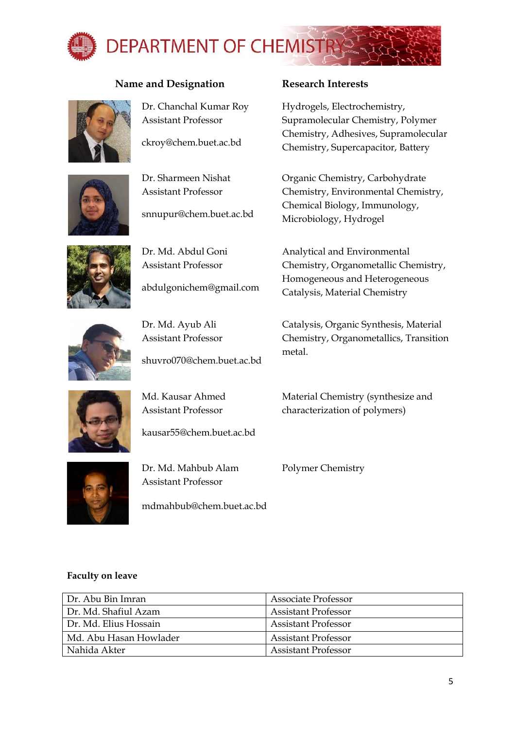# DEPARTMENT OF CHEMISTRY

| Name and Designation | Research Interests |
|---|---|
| Dr. Chanchal Kumar Roy<br>Assistant Professor<br><br>ckroy@chem.buet.ac.bd | Hydrogels, Electrochemistry, Supramolecular Chemistry, Polymer Chemistry, Adhesives, Supramolecular Chemistry, Supercapacitor, Battery |
| Dr. Sharmeen Nishat<br>Assistant Professor<br><br>snnupur@chem.buet.ac.bd | Organic Chemistry, Carbohydrate Chemistry, Environmental Chemistry, Chemical Biology, Immunology, Microbiology, Hydrogel |
| Dr. Md. Abdul Goni<br>Assistant Professor<br><br>abdulgonichem@gmail.com | Analytical and Environmental Chemistry, Organometallic Chemistry, Homogeneous and Heterogeneous Catalysis, Material Chemistry |
| Dr. Md. Ayub Ali<br>Assistant Professor<br><br>shuvro070@chem.buet.ac.bd | Catalysis, Organic Synthesis, Material Chemistry, Organometallics, Transition metal. |
| Md. Kausar Ahmed<br>Assistant Professor<br><br>kausar55@chem.buet.ac.bd | Material Chemistry (synthesize and characterization of polymers) |
| Dr. Md. Mahbub Alam<br>Assistant Professor<br><br>mdmahbub@chem.buet.ac.bd | Polymer Chemistry |

**Faculty on leave**

| | |
|---|---|
| Dr. Abu Bin Imran | Associate Professor |
| Dr. Md. Shafiul Azam | Assistant Professor |
| Dr. Md. Elius Hossain | Assistant Professor |
| Md. Abu Hasan Howlader | Assistant Professor |
| Nahida Akter | Assistant Professor |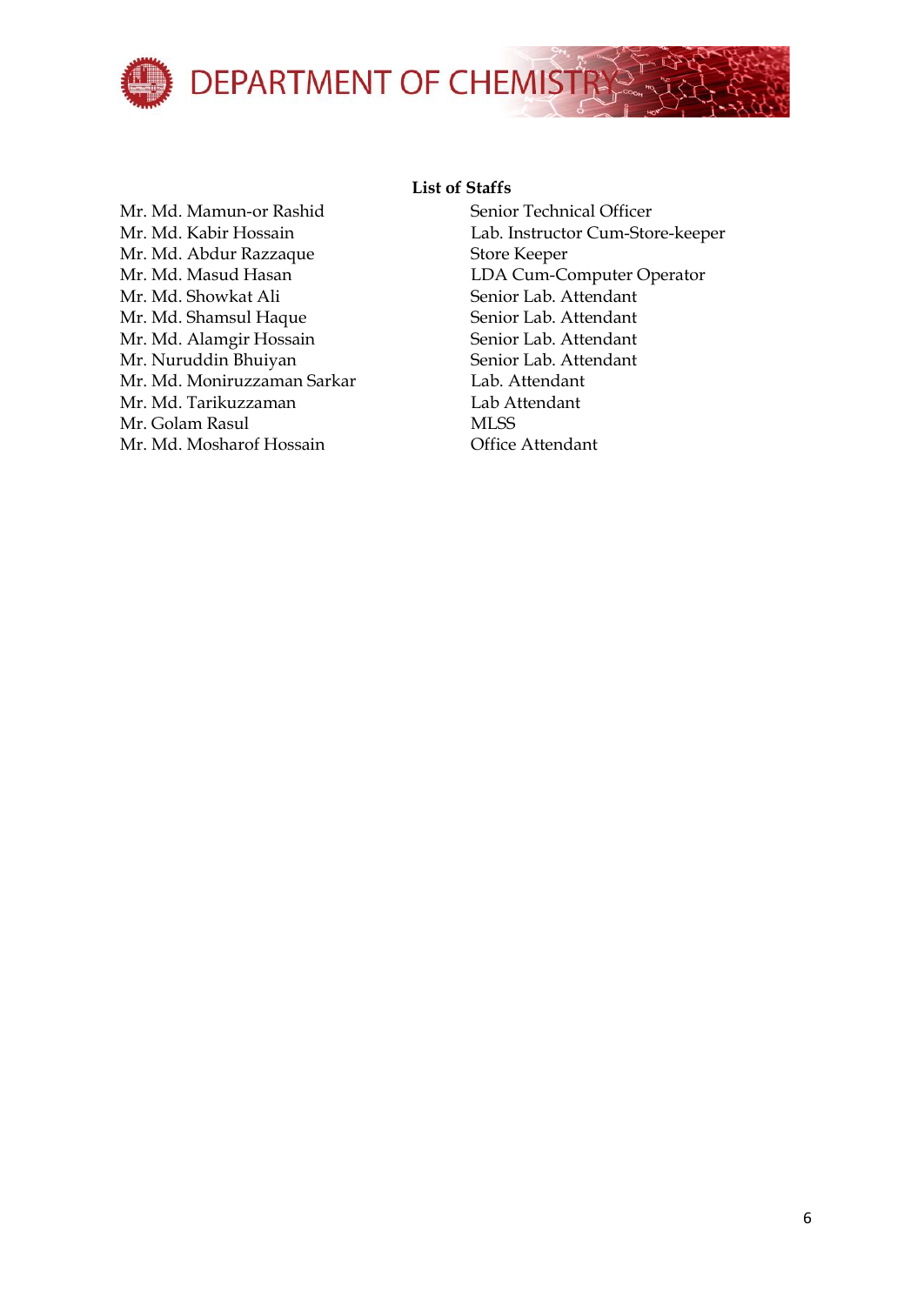## List of Staffs

| | |
|---|---|
| Mr. Md. Mamun-or Rashid | Senior Technical Officer |
| Mr. Md. Kabir Hossain | Lab. Instructor Cum-Store-keeper |
| Mr. Md. Abdur Razzaque | Store Keeper |
| Mr. Md. Masud Hasan | LDA Cum-Computer Operator |
| Mr. Md. Showkat Ali | Senior Lab. Attendant |
| Mr. Md. Shamsul Haque | Senior Lab. Attendant |
| Mr. Md. Alamgir Hossain | Senior Lab. Attendant |
| Mr. Nuruddin Bhuiyan | Senior Lab. Attendant |
| Mr. Md. Moniruzzaman Sarkar | Lab. Attendant |
| Mr. Md. Tarikuzzaman | Lab Attendant |
| Mr. Golam Rasul | MLSS |
| Mr. Md. Mosharof Hossain | Office Attendant |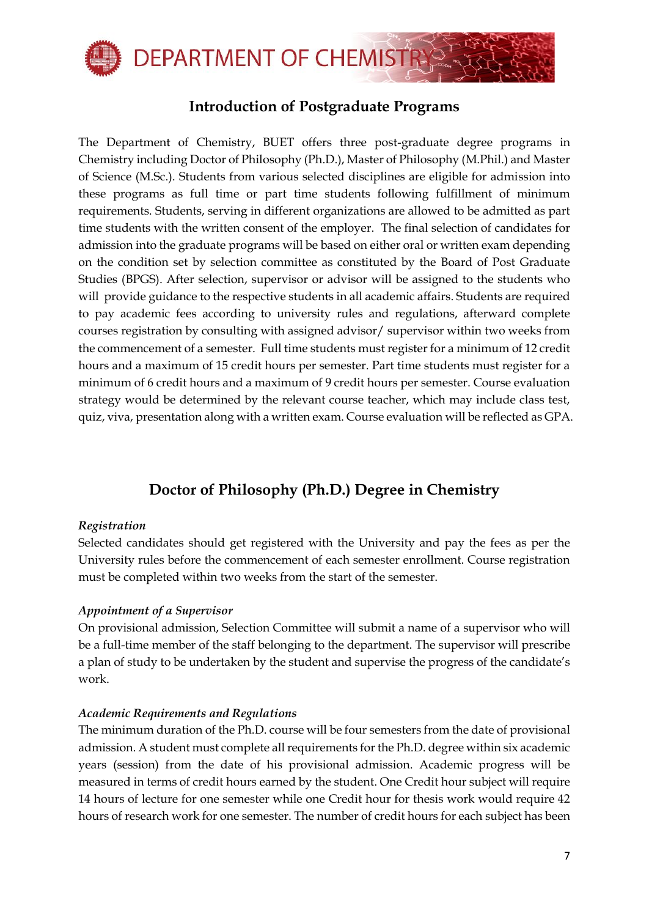## Introduction of Postgraduate Programs

The Department of Chemistry, BUET offers three post-graduate degree programs in Chemistry including Doctor of Philosophy (Ph.D.), Master of Philosophy (M.Phil.) and Master of Science (M.Sc.). Students from various selected disciplines are eligible for admission into these programs as full time or part time students following fulfillment of minimum requirements. Students, serving in different organizations are allowed to be admitted as part time students with the written consent of the employer. The final selection of candidates for admission into the graduate programs will be based on either oral or written exam depending on the condition set by selection committee as constituted by the Board of Post Graduate Studies (BPGS). After selection, supervisor or advisor will be assigned to the students who will provide guidance to the respective students in all academic affairs. Students are required to pay academic fees according to university rules and regulations, afterward complete courses registration by consulting with assigned advisor/ supervisor within two weeks from the commencement of a semester. Full time students must register for a minimum of 12 credit hours and a maximum of 15 credit hours per semester. Part time students must register for a minimum of 6 credit hours and a maximum of 9 credit hours per semester. Course evaluation strategy would be determined by the relevant course teacher, which may include class test, quiz, viva, presentation along with a written exam. Course evaluation will be reflected as GPA.

## Doctor of Philosophy (Ph.D.) Degree in Chemistry

*Registration*

Selected candidates should get registered with the University and pay the fees as per the University rules before the commencement of each semester enrollment. Course registration must be completed within two weeks from the start of the semester.

*Appointment of a Supervisor*

On provisional admission, Selection Committee will submit a name of a supervisor who will be a full-time member of the staff belonging to the department. The supervisor will prescribe a plan of study to be undertaken by the student and supervise the progress of the candidate's work.

*Academic Requirements and Regulations*

The minimum duration of the Ph.D. course will be four semesters from the date of provisional admission. A student must complete all requirements for the Ph.D. degree within six academic years (session) from the date of his provisional admission. Academic progress will be measured in terms of credit hours earned by the student. One Credit hour subject will require 14 hours of lecture for one semester while one Credit hour for thesis work would require 42 hours of research work for one semester. The number of credit hours for each subject has been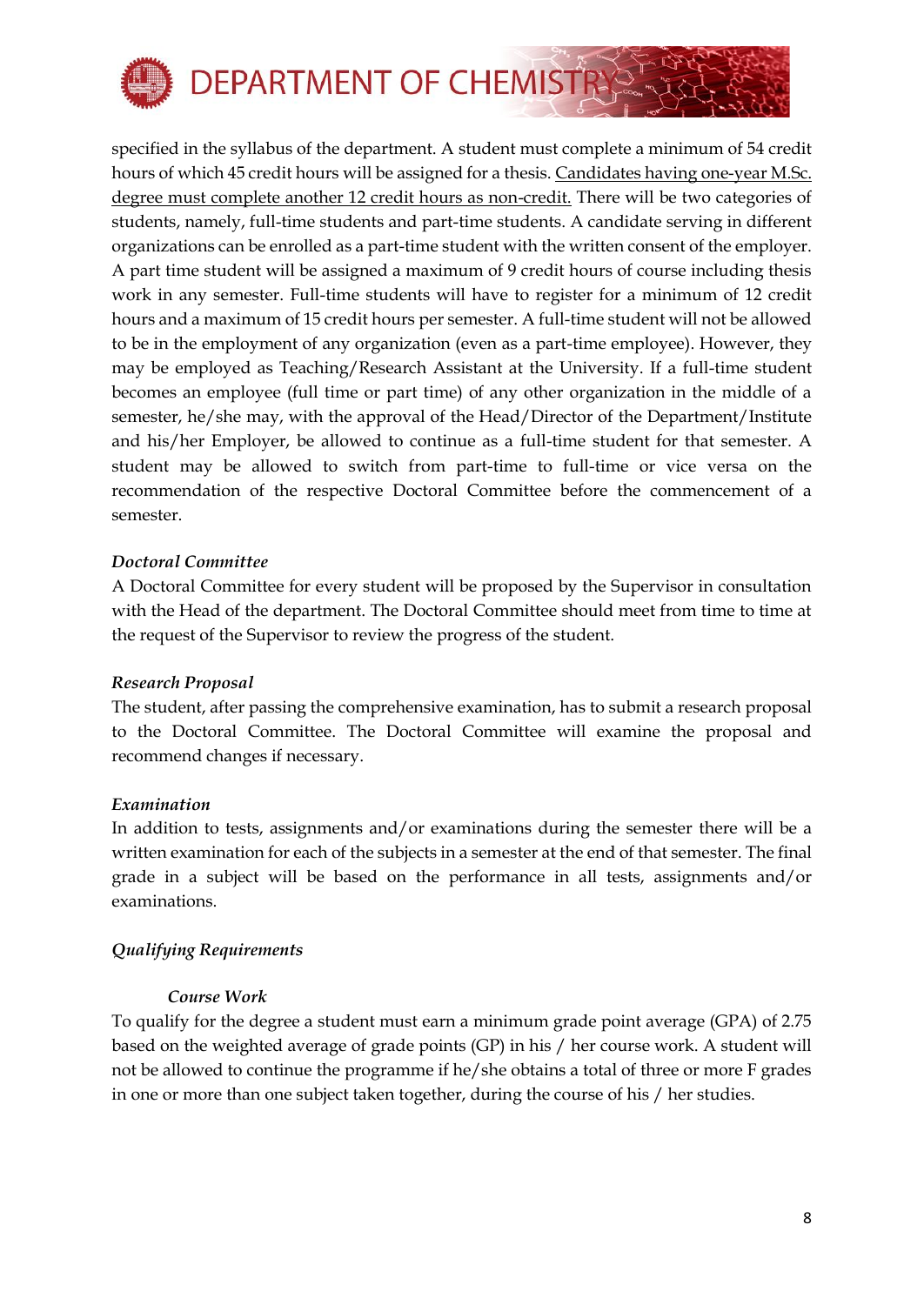specified in the syllabus of the department. A student must complete a minimum of 54 credit hours of which 45 credit hours will be assigned for a thesis. <u>Candidates having one-year M.Sc. degree must complete another 12 credit hours as non-credit.</u> There will be two categories of students, namely, full-time students and part-time students. A candidate serving in different organizations can be enrolled as a part-time student with the written consent of the employer. A part time student will be assigned a maximum of 9 credit hours of course including thesis work in any semester. Full-time students will have to register for a minimum of 12 credit hours and a maximum of 15 credit hours per semester. A full-time student will not be allowed to be in the employment of any organization (even as a part-time employee). However, they may be employed as Teaching/Research Assistant at the University. If a full-time student becomes an employee (full time or part time) of any other organization in the middle of a semester, he/she may, with the approval of the Head/Director of the Department/Institute and his/her Employer, be allowed to continue as a full-time student for that semester. A student may be allowed to switch from part-time to full-time or vice versa on the recommendation of the respective Doctoral Committee before the commencement of a semester.

### *Doctoral Committee*

A Doctoral Committee for every student will be proposed by the Supervisor in consultation with the Head of the department. The Doctoral Committee should meet from time to time at the request of the Supervisor to review the progress of the student.

### *Research Proposal*

The student, after passing the comprehensive examination, has to submit a research proposal to the Doctoral Committee. The Doctoral Committee will examine the proposal and recommend changes if necessary.

### *Examination*

In addition to tests, assignments and/or examinations during the semester there will be a written examination for each of the subjects in a semester at the end of that semester. The final grade in a subject will be based on the performance in all tests, assignments and/or examinations.

### *Qualifying Requirements*

#### *Course Work*

To qualify for the degree a student must earn a minimum grade point average (GPA) of 2.75 based on the weighted average of grade points (GP) in his / her course work. A student will not be allowed to continue the programme if he/she obtains a total of three or more F grades in one or more than one subject taken together, during the course of his / her studies.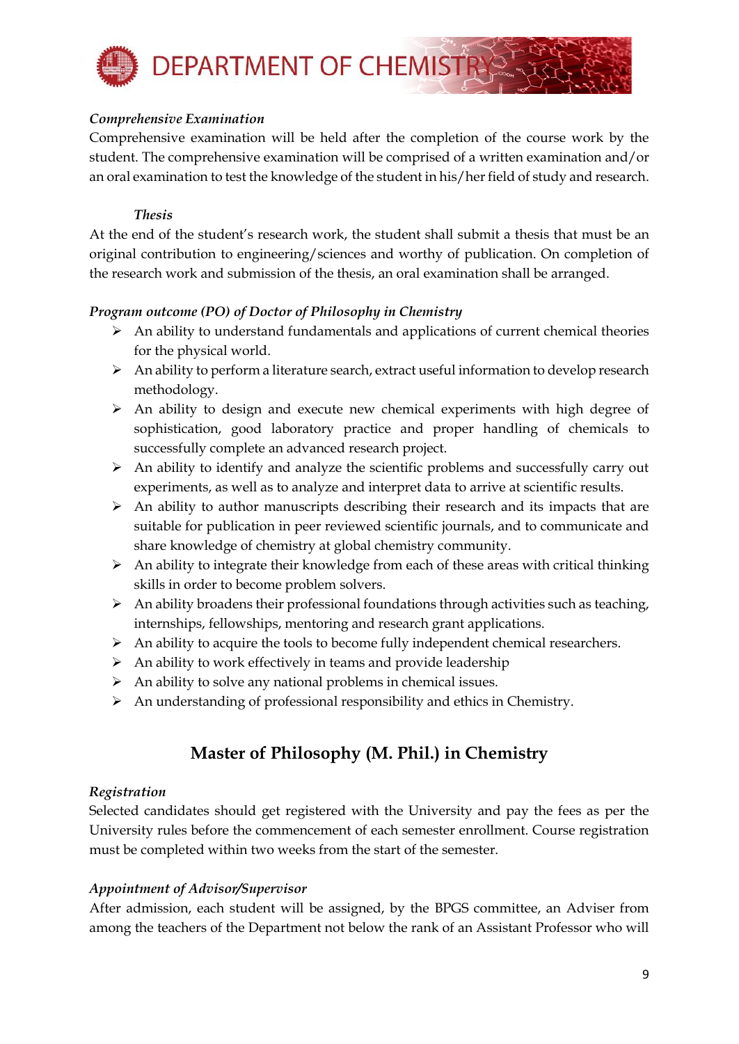*Comprehensive Examination*

Comprehensive examination will be held after the completion of the course work by the student. The comprehensive examination will be comprised of a written examination and/or an oral examination to test the knowledge of the student in his/her field of study and research.

*Thesis*

At the end of the student's research work, the student shall submit a thesis that must be an original contribution to engineering/sciences and worthy of publication. On completion of the research work and submission of the thesis, an oral examination shall be arranged.

*Program outcome (PO) of Doctor of Philosophy in Chemistry*

- An ability to understand fundamentals and applications of current chemical theories for the physical world.
- An ability to perform a literature search, extract useful information to develop research methodology.
- An ability to design and execute new chemical experiments with high degree of sophistication, good laboratory practice and proper handling of chemicals to successfully complete an advanced research project.
- An ability to identify and analyze the scientific problems and successfully carry out experiments, as well as to analyze and interpret data to arrive at scientific results.
- An ability to author manuscripts describing their research and its impacts that are suitable for publication in peer reviewed scientific journals, and to communicate and share knowledge of chemistry at global chemistry community.
- An ability to integrate their knowledge from each of these areas with critical thinking skills in order to become problem solvers.
- An ability broadens their professional foundations through activities such as teaching, internships, fellowships, mentoring and research grant applications.
- An ability to acquire the tools to become fully independent chemical researchers.
- An ability to work effectively in teams and provide leadership
- An ability to solve any national problems in chemical issues.
- An understanding of professional responsibility and ethics in Chemistry.

## Master of Philosophy (M. Phil.) in Chemistry

*Registration*

Selected candidates should get registered with the University and pay the fees as per the University rules before the commencement of each semester enrollment. Course registration must be completed within two weeks from the start of the semester.

*Appointment of Advisor/Supervisor*

After admission, each student will be assigned, by the BPGS committee, an Adviser from among the teachers of the Department not below the rank of an Assistant Professor who will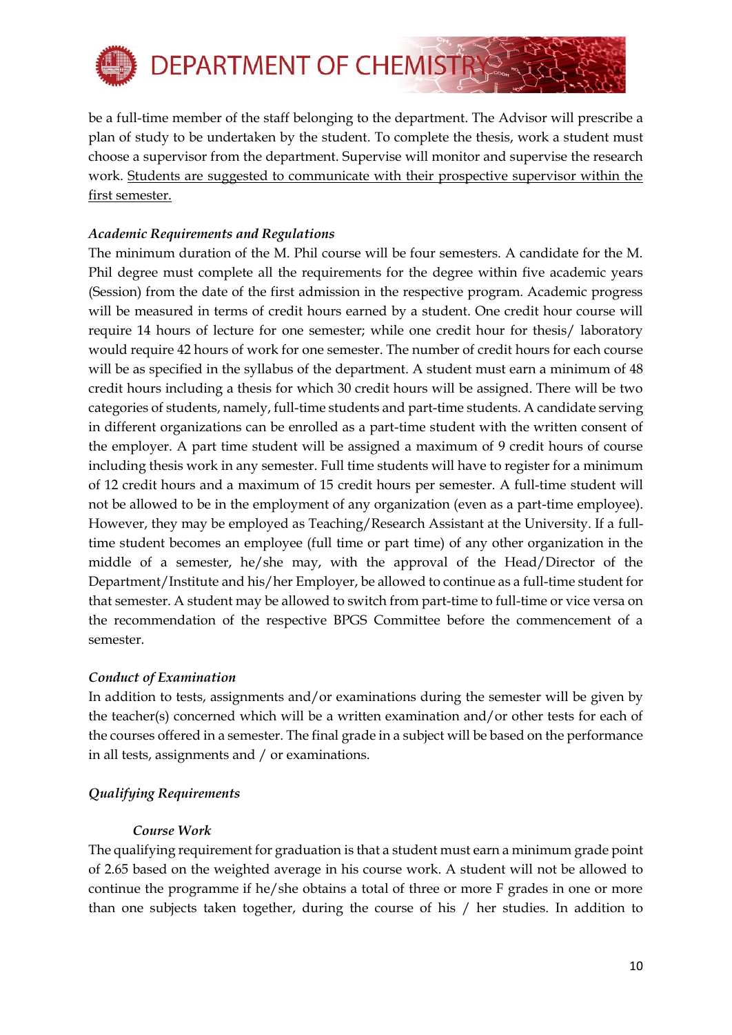be a full-time member of the staff belonging to the department. The Advisor will prescribe a plan of study to be undertaken by the student. To complete the thesis, work a student must choose a supervisor from the department. Supervise will monitor and supervise the research work. <u>Students are suggested to communicate with their prospective supervisor within the first semester.</u>

*Academic Requirements and Regulations*

The minimum duration of the M. Phil course will be four semesters. A candidate for the M. Phil degree must complete all the requirements for the degree within five academic years (Session) from the date of the first admission in the respective program. Academic progress will be measured in terms of credit hours earned by a student. One credit hour course will require 14 hours of lecture for one semester; while one credit hour for thesis/ laboratory would require 42 hours of work for one semester. The number of credit hours for each course will be as specified in the syllabus of the department. A student must earn a minimum of 48 credit hours including a thesis for which 30 credit hours will be assigned. There will be two categories of students, namely, full-time students and part-time students. A candidate serving in different organizations can be enrolled as a part-time student with the written consent of the employer. A part time student will be assigned a maximum of 9 credit hours of course including thesis work in any semester. Full time students will have to register for a minimum of 12 credit hours and a maximum of 15 credit hours per semester. A full-time student will not be allowed to be in the employment of any organization (even as a part-time employee). However, they may be employed as Teaching/Research Assistant at the University. If a full-time student becomes an employee (full time or part time) of any other organization in the middle of a semester, he/she may, with the approval of the Head/Director of the Department/Institute and his/her Employer, be allowed to continue as a full-time student for that semester. A student may be allowed to switch from part-time to full-time or vice versa on the recommendation of the respective BPGS Committee before the commencement of a semester.

*Conduct of Examination*

In addition to tests, assignments and/or examinations during the semester will be given by the teacher(s) concerned which will be a written examination and/or other tests for each of the courses offered in a semester. The final grade in a subject will be based on the performance in all tests, assignments and / or examinations.

*Qualifying Requirements*

*Course Work*

The qualifying requirement for graduation is that a student must earn a minimum grade point of 2.65 based on the weighted average in his course work. A student will not be allowed to continue the programme if he/she obtains a total of three or more F grades in one or more than one subjects taken together, during the course of his / her studies. In addition to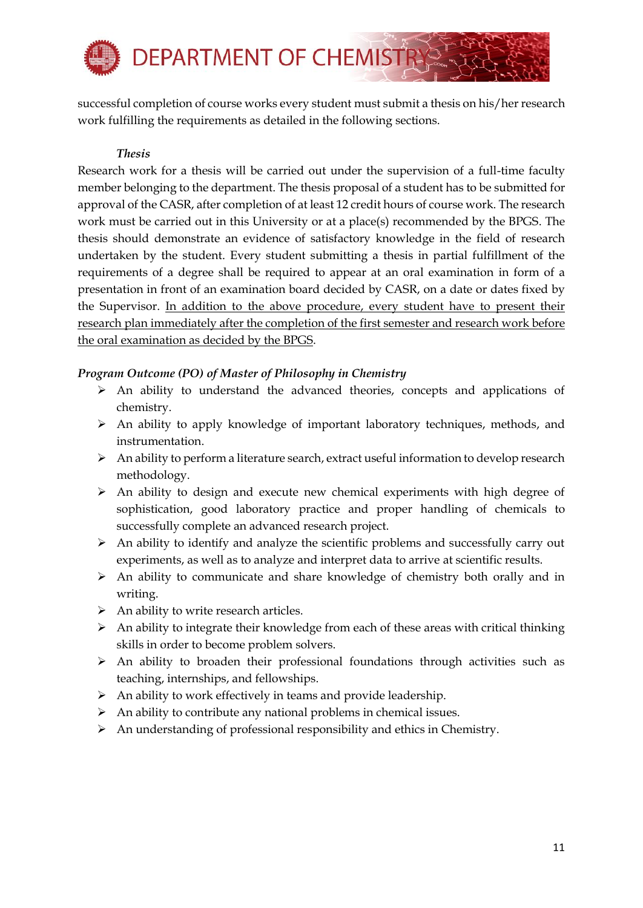successful completion of course works every student must submit a thesis on his/her research work fulfilling the requirements as detailed in the following sections.

***Thesis***

Research work for a thesis will be carried out under the supervision of a full-time faculty member belonging to the department. The thesis proposal of a student has to be submitted for approval of the CASR, after completion of at least 12 credit hours of course work. The research work must be carried out in this University or at a place(s) recommended by the BPGS. The thesis should demonstrate an evidence of satisfactory knowledge in the field of research undertaken by the student. Every student submitting a thesis in partial fulfillment of the requirements of a degree shall be required to appear at an oral examination in form of a presentation in front of an examination board decided by CASR, on a date or dates fixed by the Supervisor. <u>In addition to the above procedure, every student have to present their research plan immediately after the completion of the first semester and research work before the oral examination as decided by the BPGS</u>.

***Program Outcome (PO) of Master of Philosophy in Chemistry***

- An ability to understand the advanced theories, concepts and applications of chemistry.
- An ability to apply knowledge of important laboratory techniques, methods, and instrumentation.
- An ability to perform a literature search, extract useful information to develop research methodology.
- An ability to design and execute new chemical experiments with high degree of sophistication, good laboratory practice and proper handling of chemicals to successfully complete an advanced research project.
- An ability to identify and analyze the scientific problems and successfully carry out experiments, as well as to analyze and interpret data to arrive at scientific results.
- An ability to communicate and share knowledge of chemistry both orally and in writing.
- An ability to write research articles.
- An ability to integrate their knowledge from each of these areas with critical thinking skills in order to become problem solvers.
- An ability to broaden their professional foundations through activities such as teaching, internships, and fellowships.
- An ability to work effectively in teams and provide leadership.
- An ability to contribute any national problems in chemical issues.
- An understanding of professional responsibility and ethics in Chemistry.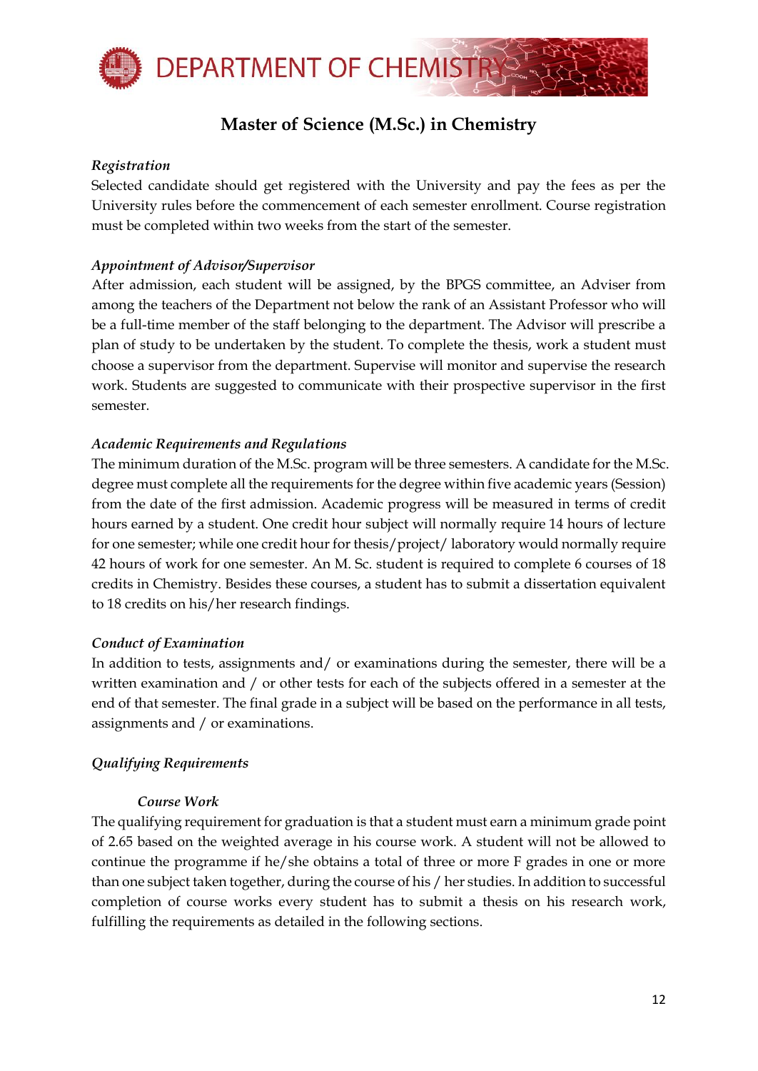## Master of Science (M.Sc.) in Chemistry

*Registration*

Selected candidate should get registered with the University and pay the fees as per the University rules before the commencement of each semester enrollment. Course registration must be completed within two weeks from the start of the semester.

*Appointment of Advisor/Supervisor*

After admission, each student will be assigned, by the BPGS committee, an Adviser from among the teachers of the Department not below the rank of an Assistant Professor who will be a full-time member of the staff belonging to the department. The Advisor will prescribe a plan of study to be undertaken by the student. To complete the thesis, work a student must choose a supervisor from the department. Supervise will monitor and supervise the research work. Students are suggested to communicate with their prospective supervisor in the first semester.

*Academic Requirements and Regulations*

The minimum duration of the M.Sc. program will be three semesters. A candidate for the M.Sc. degree must complete all the requirements for the degree within five academic years (Session) from the date of the first admission. Academic progress will be measured in terms of credit hours earned by a student. One credit hour subject will normally require 14 hours of lecture for one semester; while one credit hour for thesis/project/ laboratory would normally require 42 hours of work for one semester. An M. Sc. student is required to complete 6 courses of 18 credits in Chemistry. Besides these courses, a student has to submit a dissertation equivalent to 18 credits on his/her research findings.

*Conduct of Examination*

In addition to tests, assignments and/ or examinations during the semester, there will be a written examination and / or other tests for each of the subjects offered in a semester at the end of that semester. The final grade in a subject will be based on the performance in all tests, assignments and / or examinations.

*Qualifying Requirements*

*Course Work*

The qualifying requirement for graduation is that a student must earn a minimum grade point of 2.65 based on the weighted average in his course work. A student will not be allowed to continue the programme if he/she obtains a total of three or more F grades in one or more than one subject taken together, during the course of his / her studies. In addition to successful completion of course works every student has to submit a thesis on his research work, fulfilling the requirements as detailed in the following sections.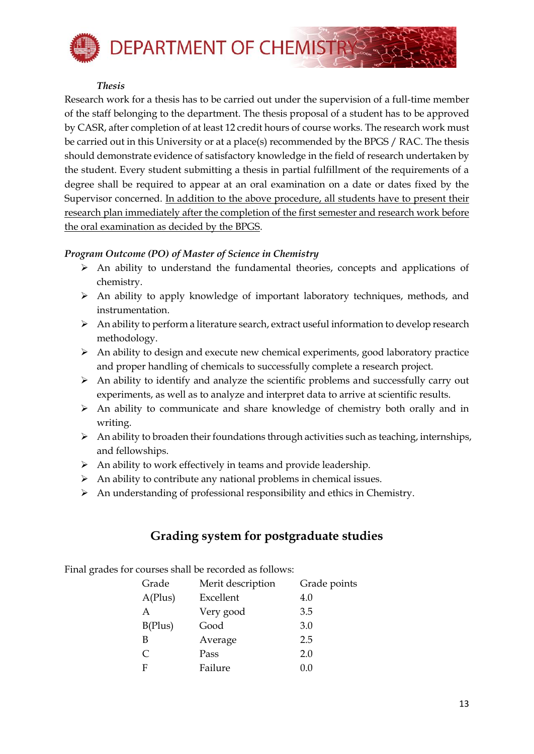### *Thesis*

Research work for a thesis has to be carried out under the supervision of a full-time member of the staff belonging to the department. The thesis proposal of a student has to be approved by CASR, after completion of at least 12 credit hours of course works. The research work must be carried out in this University or at a place(s) recommended by the BPGS / RAC. The thesis should demonstrate evidence of satisfactory knowledge in the field of research undertaken by the student. Every student submitting a thesis in partial fulfillment of the requirements of a degree shall be required to appear at an oral examination on a date or dates fixed by the Supervisor concerned. <u>In addition to the above procedure, all students have to present their research plan immediately after the completion of the first semester and research work before the oral examination as decided by the BPGS</u>.

### *Program Outcome (PO) of Master of Science in Chemistry*

- An ability to understand the fundamental theories, concepts and applications of chemistry.
- An ability to apply knowledge of important laboratory techniques, methods, and instrumentation.
- An ability to perform a literature search, extract useful information to develop research methodology.
- An ability to design and execute new chemical experiments, good laboratory practice and proper handling of chemicals to successfully complete a research project.
- An ability to identify and analyze the scientific problems and successfully carry out experiments, as well as to analyze and interpret data to arrive at scientific results.
- An ability to communicate and share knowledge of chemistry both orally and in writing.
- An ability to broaden their foundations through activities such as teaching, internships, and fellowships.
- An ability to work effectively in teams and provide leadership.
- An ability to contribute any national problems in chemical issues.
- An understanding of professional responsibility and ethics in Chemistry.

## Grading system for postgraduate studies

Final grades for courses shall be recorded as follows:

| Grade | Merit description | Grade points |
|---|---|---|
| A(Plus) | Excellent | 4.0 |
| A | Very good | 3.5 |
| B(Plus) | Good | 3.0 |
| B | Average | 2.5 |
| C | Pass | 2.0 |
| F | Failure | 0.0 |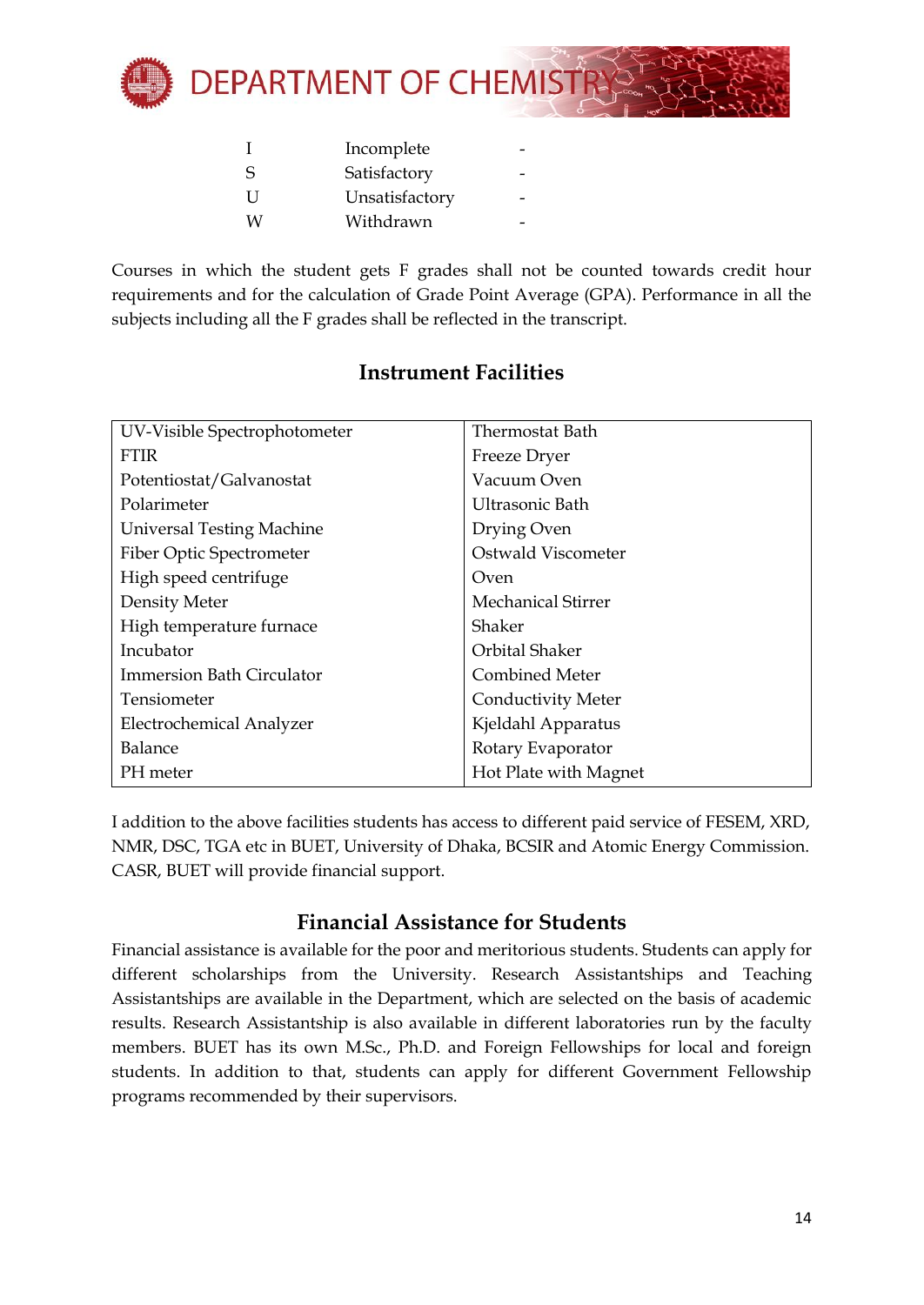| | | |
|---|---|---|
| I | Incomplete | - |
| S | Satisfactory | - |
| U | Unsatisfactory | - |
| W | Withdrawn | - |

Courses in which the student gets F grades shall not be counted towards credit hour requirements and for the calculation of Grade Point Average (GPA). Performance in all the subjects including all the F grades shall be reflected in the transcript.

## Instrument Facilities

| | |
|---|---|
| UV-Visible Spectrophotometer | Thermostat Bath |
| FTIR | Freeze Dryer |
| Potentiostat/Galvanostat | Vacuum Oven |
| Polarimeter | Ultrasonic Bath |
| Universal Testing Machine | Drying Oven |
| Fiber Optic Spectrometer | Ostwald Viscometer |
| High speed centrifuge | Oven |
| Density Meter | Mechanical Stirrer |
| High temperature furnace | Shaker |
| Incubator | Orbital Shaker |
| Immersion Bath Circulator | Combined Meter |
| Tensiometer | Conductivity Meter |
| Electrochemical Analyzer | Kjeldahl Apparatus |
| Balance | Rotary Evaporator |
| PH meter | Hot Plate with Magnet |

I addition to the above facilities students has access to different paid service of FESEM, XRD, NMR, DSC, TGA etc in BUET, University of Dhaka, BCSIR and Atomic Energy Commission. CASR, BUET will provide financial support.

## Financial Assistance for Students

Financial assistance is available for the poor and meritorious students. Students can apply for different scholarships from the University. Research Assistantships and Teaching Assistantships are available in the Department, which are selected on the basis of academic results. Research Assistantship is also available in different laboratories run by the faculty members. BUET has its own M.Sc., Ph.D. and Foreign Fellowships for local and foreign students. In addition to that, students can apply for different Government Fellowship programs recommended by their supervisors.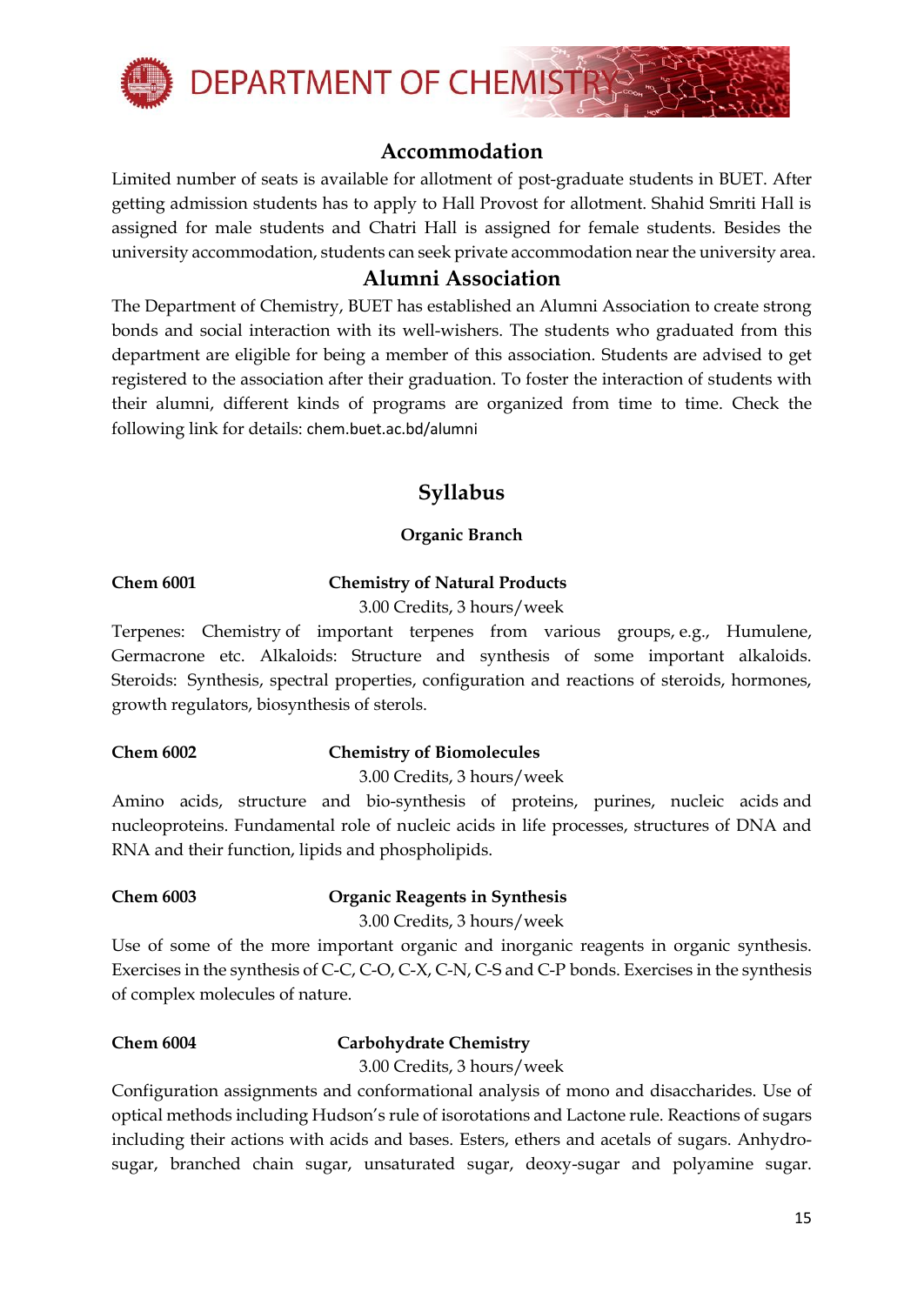## Accommodation

Limited number of seats is available for allotment of post-graduate students in BUET. After getting admission students has to apply to Hall Provost for allotment. Shahid Smriti Hall is assigned for male students and Chatri Hall is assigned for female students. Besides the university accommodation, students can seek private accommodation near the university area.

## Alumni Association

The Department of Chemistry, BUET has established an Alumni Association to create strong bonds and social interaction with its well-wishers. The students who graduated from this department are eligible for being a member of this association. Students are advised to get registered to the association after their graduation. To foster the interaction of students with their alumni, different kinds of programs are organized from time to time. Check the following link for details: chem.buet.ac.bd/alumni

## Syllabus

### Organic Branch

**Chem 6001** **Chemistry of Natural Products**

3.00 Credits, 3 hours/week

Terpenes: Chemistry of important terpenes from various groups, e.g., Humulene, Germacrone etc. Alkaloids: Structure and synthesis of some important alkaloids. Steroids: Synthesis, spectral properties, configuration and reactions of steroids, hormones, growth regulators, biosynthesis of sterols.

**Chem 6002** **Chemistry of Biomolecules**

3.00 Credits, 3 hours/week

Amino acids, structure and bio-synthesis of proteins, purines, nucleic acids and nucleoproteins. Fundamental role of nucleic acids in life processes, structures of DNA and RNA and their function, lipids and phospholipids.

**Chem 6003** **Organic Reagents in Synthesis**

3.00 Credits, 3 hours/week

Use of some of the more important organic and inorganic reagents in organic synthesis. Exercises in the synthesis of C-C, C-O, C-X, C-N, C-S and C-P bonds. Exercises in the synthesis of complex molecules of nature.

**Chem 6004** **Carbohydrate Chemistry**

3.00 Credits, 3 hours/week

Configuration assignments and conformational analysis of mono and disaccharides. Use of optical methods including Hudson's rule of isorotations and Lactone rule. Reactions of sugars including their actions with acids and bases. Esters, ethers and acetals of sugars. Anhydro-sugar, branched chain sugar, unsaturated sugar, deoxy-sugar and polyamine sugar.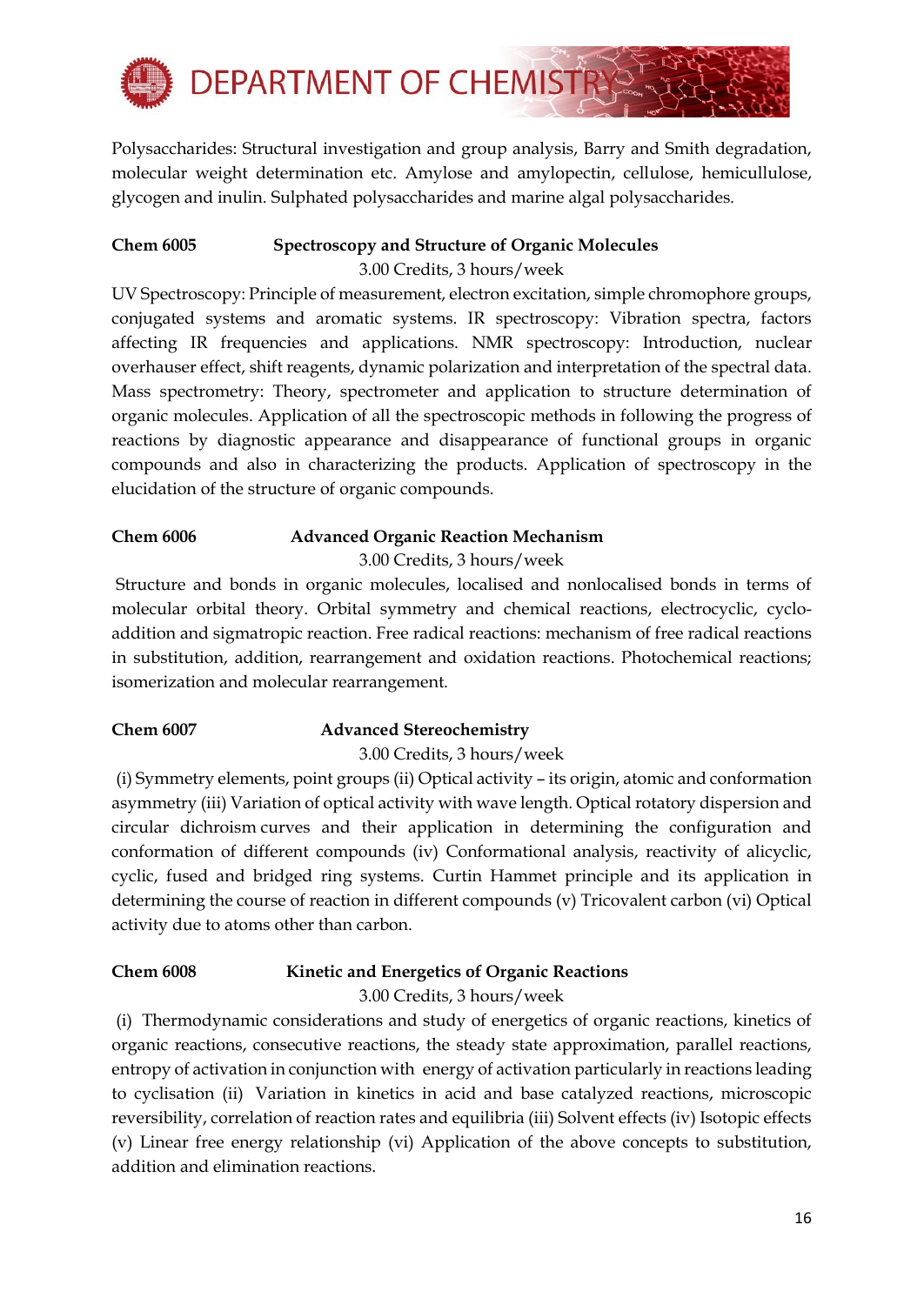Polysaccharides: Structural investigation and group analysis, Barry and Smith degradation, molecular weight determination etc. Amylose and amylopectin, cellulose, hemicullulose, glycogen and inulin. Sulphated polysaccharides and marine algal polysaccharides.

**Chem 6005 Spectroscopy and Structure of Organic Molecules**

3.00 Credits, 3 hours/week

UV Spectroscopy: Principle of measurement, electron excitation, simple chromophore groups, conjugated systems and aromatic systems. IR spectroscopy: Vibration spectra, factors affecting IR frequencies and applications. NMR spectroscopy: Introduction, nuclear overhauser effect, shift reagents, dynamic polarization and interpretation of the spectral data. Mass spectrometry: Theory, spectrometer and application to structure determination of organic molecules. Application of all the spectroscopic methods in following the progress of reactions by diagnostic appearance and disappearance of functional groups in organic compounds and also in characterizing the products. Application of spectroscopy in the elucidation of the structure of organic compounds.

**Chem 6006 Advanced Organic Reaction Mechanism**

3.00 Credits, 3 hours/week

Structure and bonds in organic molecules, localised and nonlocalised bonds in terms of molecular orbital theory. Orbital symmetry and chemical reactions, electrocyclic, cyclo-addition and sigmatropic reaction. Free radical reactions: mechanism of free radical reactions in substitution, addition, rearrangement and oxidation reactions. Photochemical reactions; isomerization and molecular rearrangement.

**Chem 6007 Advanced Stereochemistry**

3.00 Credits, 3 hours/week

(i) Symmetry elements, point groups (ii) Optical activity – its origin, atomic and conformation asymmetry (iii) Variation of optical activity with wave length. Optical rotatory dispersion and circular dichroism curves and their application in determining the configuration and conformation of different compounds (iv) Conformational analysis, reactivity of alicyclic, cyclic, fused and bridged ring systems. Curtin Hammet principle and its application in determining the course of reaction in different compounds (v) Tricovalent carbon (vi) Optical activity due to atoms other than carbon.

**Chem 6008 Kinetic and Energetics of Organic Reactions**

3.00 Credits, 3 hours/week

(i) Thermodynamic considerations and study of energetics of organic reactions, kinetics of organic reactions, consecutive reactions, the steady state approximation, parallel reactions, entropy of activation in conjunction with energy of activation particularly in reactions leading to cyclisation (ii) Variation in kinetics in acid and base catalyzed reactions, microscopic reversibility, correlation of reaction rates and equilibria (iii) Solvent effects (iv) Isotopic effects (v) Linear free energy relationship (vi) Application of the above concepts to substitution, addition and elimination reactions.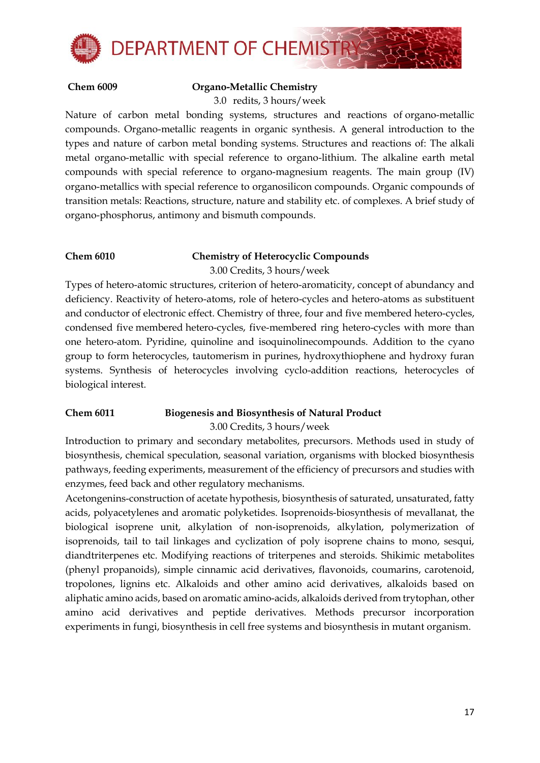**Chem 6009** **Organo-Metallic Chemistry**

3.0 redits, 3 hours/week

Nature of carbon metal bonding systems, structures and reactions of organo-metallic compounds. Organo-metallic reagents in organic synthesis. A general introduction to the types and nature of carbon metal bonding systems. Structures and reactions of: The alkali metal organo-metallic with special reference to organo-lithium. The alkaline earth metal compounds with special reference to organo-magnesium reagents. The main group (IV) organo-metallics with special reference to organosilicon compounds. Organic compounds of transition metals: Reactions, structure, nature and stability etc. of complexes. A brief study of organo-phosphorus, antimony and bismuth compounds.

**Chem 6010** **Chemistry of Heterocyclic Compounds**

3.00 Credits, 3 hours/week

Types of hetero-atomic structures, criterion of hetero-aromaticity, concept of abundancy and deficiency. Reactivity of hetero-atoms, role of hetero-cycles and hetero-atoms as substituent and conductor of electronic effect. Chemistry of three, four and five membered hetero-cycles, condensed five membered hetero-cycles, five-membered ring hetero-cycles with more than one hetero-atom. Pyridine, quinoline and isoquinolinecompounds. Addition to the cyano group to form heterocycles, tautomerism in purines, hydroxythiophene and hydroxy furan systems. Synthesis of heterocycles involving cyclo-addition reactions, heterocycles of biological interest.

**Chem 6011** **Biogenesis and Biosynthesis of Natural Product**

3.00 Credits, 3 hours/week

Introduction to primary and secondary metabolites, precursors. Methods used in study of biosynthesis, chemical speculation, seasonal variation, organisms with blocked biosynthesis pathways, feeding experiments, measurement of the efficiency of precursors and studies with enzymes, feed back and other regulatory mechanisms.

Acetongenins-construction of acetate hypothesis, biosynthesis of saturated, unsaturated, fatty acids, polyacetylenes and aromatic polyketides. Isoprenoids-biosynthesis of mevallanat, the biological isoprene unit, alkylation of non-isoprenoids, alkylation, polymerization of isoprenoids, tail to tail linkages and cyclization of poly isoprene chains to mono, sesqui, diandtriterpenes etc. Modifying reactions of triterpenes and steroids. Shikimic metabolites (phenyl propanoids), simple cinnamic acid derivatives, flavonoids, coumarins, carotenoid, tropolones, lignins etc. Alkaloids and other amino acid derivatives, alkaloids based on aliphatic amino acids, based on aromatic amino-acids, alkaloids derived from trytophan, other amino acid derivatives and peptide derivatives. Methods precursor incorporation experiments in fungi, biosynthesis in cell free systems and biosynthesis in mutant organism.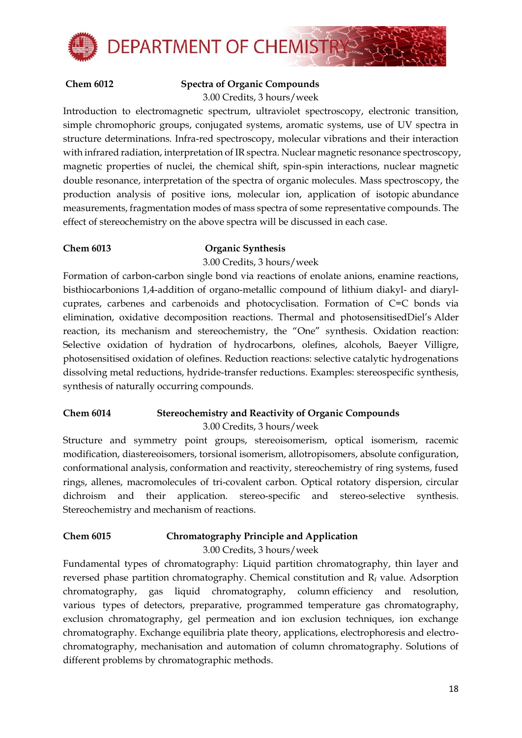**Chem 6012 Spectra of Organic Compounds**

3.00 Credits, 3 hours/week

Introduction to electromagnetic spectrum, ultraviolet spectroscopy, electronic transition, simple chromophoric groups, conjugated systems, aromatic systems, use of UV spectra in structure determinations. Infra-red spectroscopy, molecular vibrations and their interaction with infrared radiation, interpretation of IR spectra. Nuclear magnetic resonance spectroscopy, magnetic properties of nuclei, the chemical shift, spin-spin interactions, nuclear magnetic double resonance, interpretation of the spectra of organic molecules. Mass spectroscopy, the production analysis of positive ions, molecular ion, application of isotopic abundance measurements, fragmentation modes of mass spectra of some representative compounds. The effect of stereochemistry on the above spectra will be discussed in each case.

**Chem 6013 Organic Synthesis**

3.00 Credits, 3 hours/week

Formation of carbon-carbon single bond via reactions of enolate anions, enamine reactions, bisthiocarbonions 1,4-addition of organo-metallic compound of lithium diakyl- and diaryl-cuprates, carbenes and carbenoids and photocyclisation. Formation of C=C bonds via elimination, oxidative decomposition reactions. Thermal and photosensitisedDiel's Alder reaction, its mechanism and stereochemistry, the "One" synthesis. Oxidation reaction: Selective oxidation of hydration of hydrocarbons, olefines, alcohols, Baeyer Villigre, photosensitised oxidation of olefines. Reduction reactions: selective catalytic hydrogenations dissolving metal reductions, hydride-transfer reductions. Examples: stereospecific synthesis, synthesis of naturally occurring compounds.

**Chem 6014 Stereochemistry and Reactivity of Organic Compounds**

3.00 Credits, 3 hours/week

Structure and symmetry point groups, stereoisomerism, optical isomerism, racemic modification, diastereoisomers, torsional isomerism, allotropisomers, absolute configuration, conformational analysis, conformation and reactivity, stereochemistry of ring systems, fused rings, allenes, macromolecules of tri-covalent carbon. Optical rotatory dispersion, circular dichroism and their application. stereo-specific and stereo-selective synthesis. Stereochemistry and mechanism of reactions.

**Chem 6015 Chromatography Principle and Application**

3.00 Credits, 3 hours/week

Fundamental types of chromatography: Liquid partition chromatography, thin layer and reversed phase partition chromatography. Chemical constitution and $R_f$ value. Adsorption chromatography, gas liquid chromatography, column efficiency and resolution, various types of detectors, preparative, programmed temperature gas chromatography, exclusion chromatography, gel permeation and ion exclusion techniques, ion exchange chromatography. Exchange equilibria plate theory, applications, electrophoresis and electro-chromatography, mechanisation and automation of column chromatography. Solutions of different problems by chromatographic methods.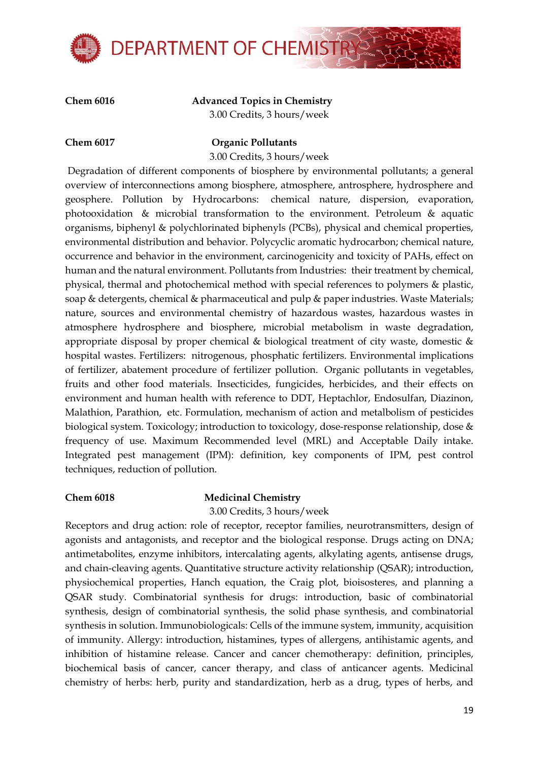**Chem 6016** **Advanced Topics in Chemistry**

3.00 Credits, 3 hours/week

**Chem 6017** **Organic Pollutants**

3.00 Credits, 3 hours/week

Degradation of different components of biosphere by environmental pollutants; a general overview of interconnections among biosphere, atmosphere, antrosphere, hydrosphere and geosphere. Pollution by Hydrocarbons: chemical nature, dispersion, evaporation, photooxidation & microbial transformation to the environment. Petroleum & aquatic organisms, biphenyl & polychlorinated biphenyls (PCBs), physical and chemical properties, environmental distribution and behavior. Polycyclic aromatic hydrocarbon; chemical nature, occurrence and behavior in the environment, carcinogenicity and toxicity of PAHs, effect on human and the natural environment. Pollutants from Industries: their treatment by chemical, physical, thermal and photochemical method with special references to polymers & plastic, soap & detergents, chemical & pharmaceutical and pulp & paper industries. Waste Materials; nature, sources and environmental chemistry of hazardous wastes, hazardous wastes in atmosphere hydrosphere and biosphere, microbial metabolism in waste degradation, appropriate disposal by proper chemical & biological treatment of city waste, domestic & hospital wastes. Fertilizers: nitrogenous, phosphatic fertilizers. Environmental implications of fertilizer, abatement procedure of fertilizer pollution. Organic pollutants in vegetables, fruits and other food materials. Insecticides, fungicides, herbicides, and their effects on environment and human health with reference to DDT, Heptachlor, Endosulfan, Diazinon, Malathion, Parathion, etc. Formulation, mechanism of action and metlbolism of pesticides biological system. Toxicology; introduction to toxicology, dose-response relationship, dose & frequency of use. Maximum Recommended level (MRL) and Acceptable Daily intake. Integrated pest management (IPM): definition, key components of IPM, pest control techniques, reduction of pollution.

**Chem 6018** **Medicinal Chemistry**

3.00 Credits, 3 hours/week

Receptors and drug action: role of receptor, receptor families, neurotransmitters, design of agonists and antagonists, and receptor and the biological response. Drugs acting on DNA; antimetabolites, enzyme inhibitors, intercalating agents, alkylating agents, antisense drugs, and chain-cleaving agents. Quantitative structure activity relationship (QSAR); introduction, physiochemical properties, Hanch equation, the Craig plot, bioisosteres, and planning a QSAR study. Combinatorial synthesis for drugs: introduction, basic of combinatorial synthesis, design of combinatorial synthesis, the solid phase synthesis, and combinatorial synthesis in solution. Immunobiologicals: Cells of the immune system, immunity, acquisition of immunity. Allergy: introduction, histamines, types of allergens, antihistamic agents, and inhibition of histamine release. Cancer and cancer chemotherapy: definition, principles, biochemical basis of cancer, cancer therapy, and class of anticancer agents. Medicinal chemistry of herbs: herb, purity and standardization, herb as a drug, types of herbs, and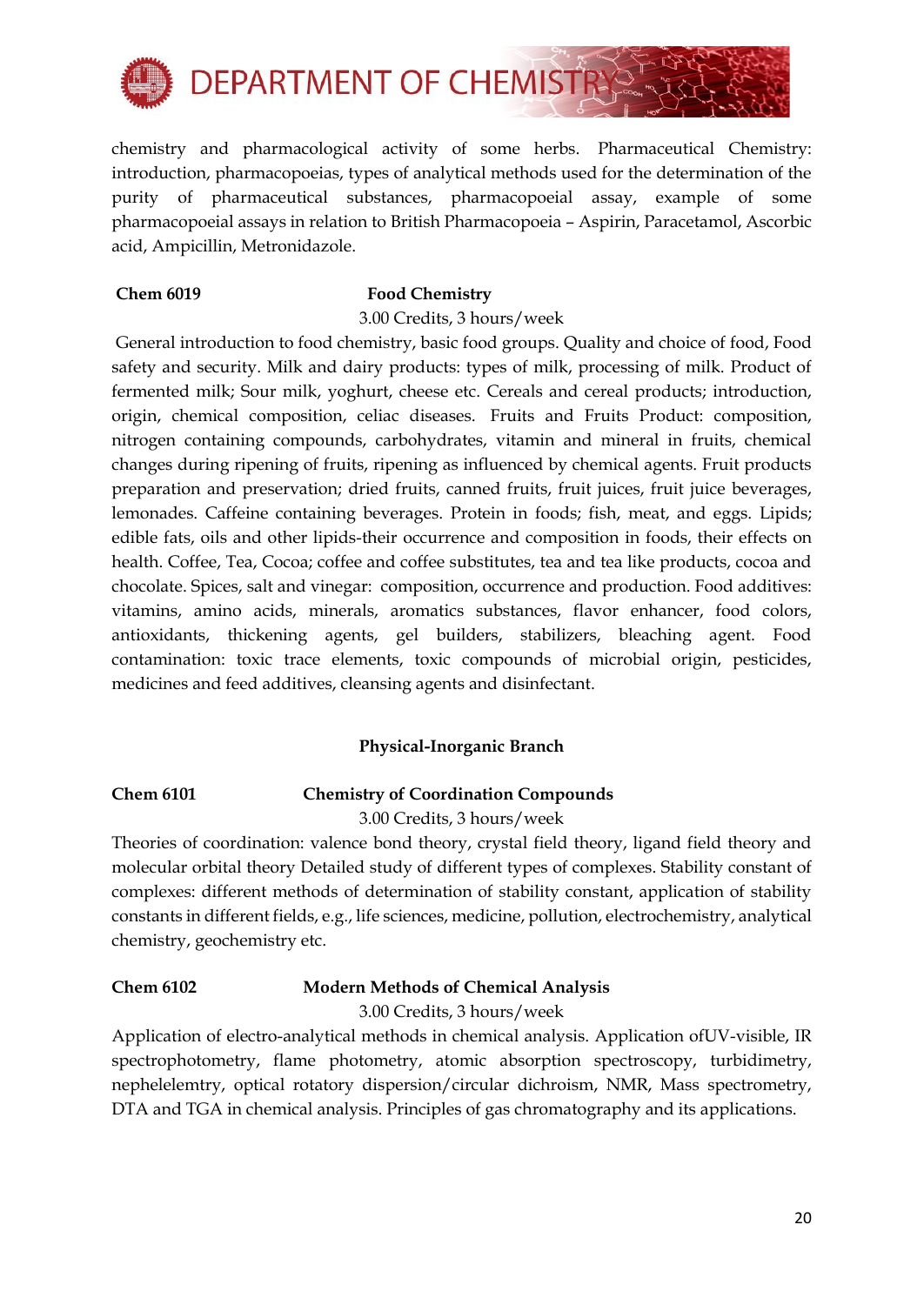chemistry and pharmacological activity of some herbs. Pharmaceutical Chemistry: introduction, pharmacopoeias, types of analytical methods used for the determination of the purity of pharmaceutical substances, pharmacopoeial assay, example of some pharmacopoeial assays in relation to British Pharmacopoeia – Aspirin, Paracetamol, Ascorbic acid, Ampicillin, Metronidazole.

**Chem 6019** **Food Chemistry**

3.00 Credits, 3 hours/week

General introduction to food chemistry, basic food groups. Quality and choice of food, Food safety and security. Milk and dairy products: types of milk, processing of milk. Product of fermented milk; Sour milk, yoghurt, cheese etc. Cereals and cereal products; introduction, origin, chemical composition, celiac diseases. Fruits and Fruits Product: composition, nitrogen containing compounds, carbohydrates, vitamin and mineral in fruits, chemical changes during ripening of fruits, ripening as influenced by chemical agents. Fruit products preparation and preservation; dried fruits, canned fruits, fruit juices, fruit juice beverages, lemonades. Caffeine containing beverages. Protein in foods; fish, meat, and eggs. Lipids; edible fats, oils and other lipids-their occurrence and composition in foods, their effects on health. Coffee, Tea, Cocoa; coffee and coffee substitutes, tea and tea like products, cocoa and chocolate. Spices, salt and vinegar: composition, occurrence and production. Food additives: vitamins, amino acids, minerals, aromatics substances, flavor enhancer, food colors, antioxidants, thickening agents, gel builders, stabilizers, bleaching agent. Food contamination: toxic trace elements, toxic compounds of microbial origin, pesticides, medicines and feed additives, cleansing agents and disinfectant.

## Physical-Inorganic Branch

**Chem 6101** **Chemistry of Coordination Compounds**

3.00 Credits, 3 hours/week

Theories of coordination: valence bond theory, crystal field theory, ligand field theory and molecular orbital theory Detailed study of different types of complexes. Stability constant of complexes: different methods of determination of stability constant, application of stability constants in different fields, e.g., life sciences, medicine, pollution, electrochemistry, analytical chemistry, geochemistry etc.

**Chem 6102** **Modern Methods of Chemical Analysis**

3.00 Credits, 3 hours/week

Application of electro-analytical methods in chemical analysis. Application ofUV-visible, IR spectrophotometry, flame photometry, atomic absorption spectroscopy, turbidimetry, nephelelemtry, optical rotatory dispersion/circular dichroism, NMR, Mass spectrometry, DTA and TGA in chemical analysis. Principles of gas chromatography and its applications.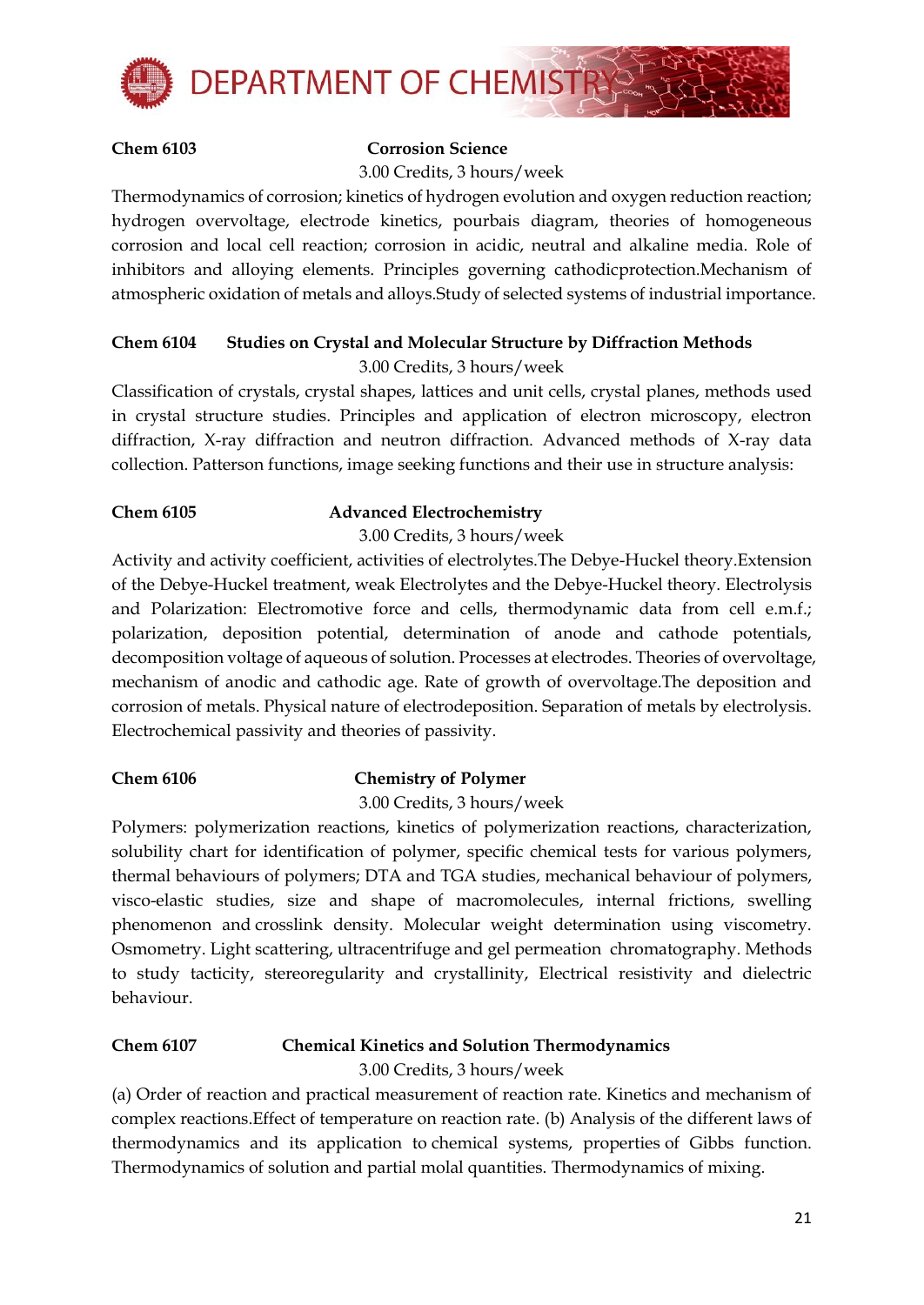**Chem 6103 Corrosion Science**

3.00 Credits, 3 hours/week

Thermodynamics of corrosion; kinetics of hydrogen evolution and oxygen reduction reaction; hydrogen overvoltage, electrode kinetics, pourbais diagram, theories of homogeneous corrosion and local cell reaction; corrosion in acidic, neutral and alkaline media. Role of inhibitors and alloying elements. Principles governing cathodicprotection.Mechanism of atmospheric oxidation of metals and alloys.Study of selected systems of industrial importance.

**Chem 6104 Studies on Crystal and Molecular Structure by Diffraction Methods**

3.00 Credits, 3 hours/week

Classification of crystals, crystal shapes, lattices and unit cells, crystal planes, methods used in crystal structure studies. Principles and application of electron microscopy, electron diffraction, X-ray diffraction and neutron diffraction. Advanced methods of X-ray data collection. Patterson functions, image seeking functions and their use in structure analysis:

**Chem 6105 Advanced Electrochemistry**

3.00 Credits, 3 hours/week

Activity and activity coefficient, activities of electrolytes.The Debye-Huckel theory.Extension of the Debye-Huckel treatment, weak Electrolytes and the Debye-Huckel theory. Electrolysis and Polarization: Electromotive force and cells, thermodynamic data from cell e.m.f.; polarization, deposition potential, determination of anode and cathode potentials, decomposition voltage of aqueous of solution. Processes at electrodes. Theories of overvoltage, mechanism of anodic and cathodic age. Rate of growth of overvoltage.The deposition and corrosion of metals. Physical nature of electrodeposition. Separation of metals by electrolysis. Electrochemical passivity and theories of passivity.

**Chem 6106 Chemistry of Polymer**

3.00 Credits, 3 hours/week

Polymers: polymerization reactions, kinetics of polymerization reactions, characterization, solubility chart for identification of polymer, specific chemical tests for various polymers, thermal behaviours of polymers; DTA and TGA studies, mechanical behaviour of polymers, visco-elastic studies, size and shape of macromolecules, internal frictions, swelling phenomenon and crosslink density. Molecular weight determination using viscometry. Osmometry. Light scattering, ultracentrifuge and gel permeation chromatography. Methods to study tacticity, stereoregularity and crystallinity, Electrical resistivity and dielectric behaviour.

**Chem 6107 Chemical Kinetics and Solution Thermodynamics**

3.00 Credits, 3 hours/week

(a) Order of reaction and practical measurement of reaction rate. Kinetics and mechanism of complex reactions.Effect of temperature on reaction rate. (b) Analysis of the different laws of thermodynamics and its application to chemical systems, properties of Gibbs function. Thermodynamics of solution and partial molal quantities. Thermodynamics of mixing.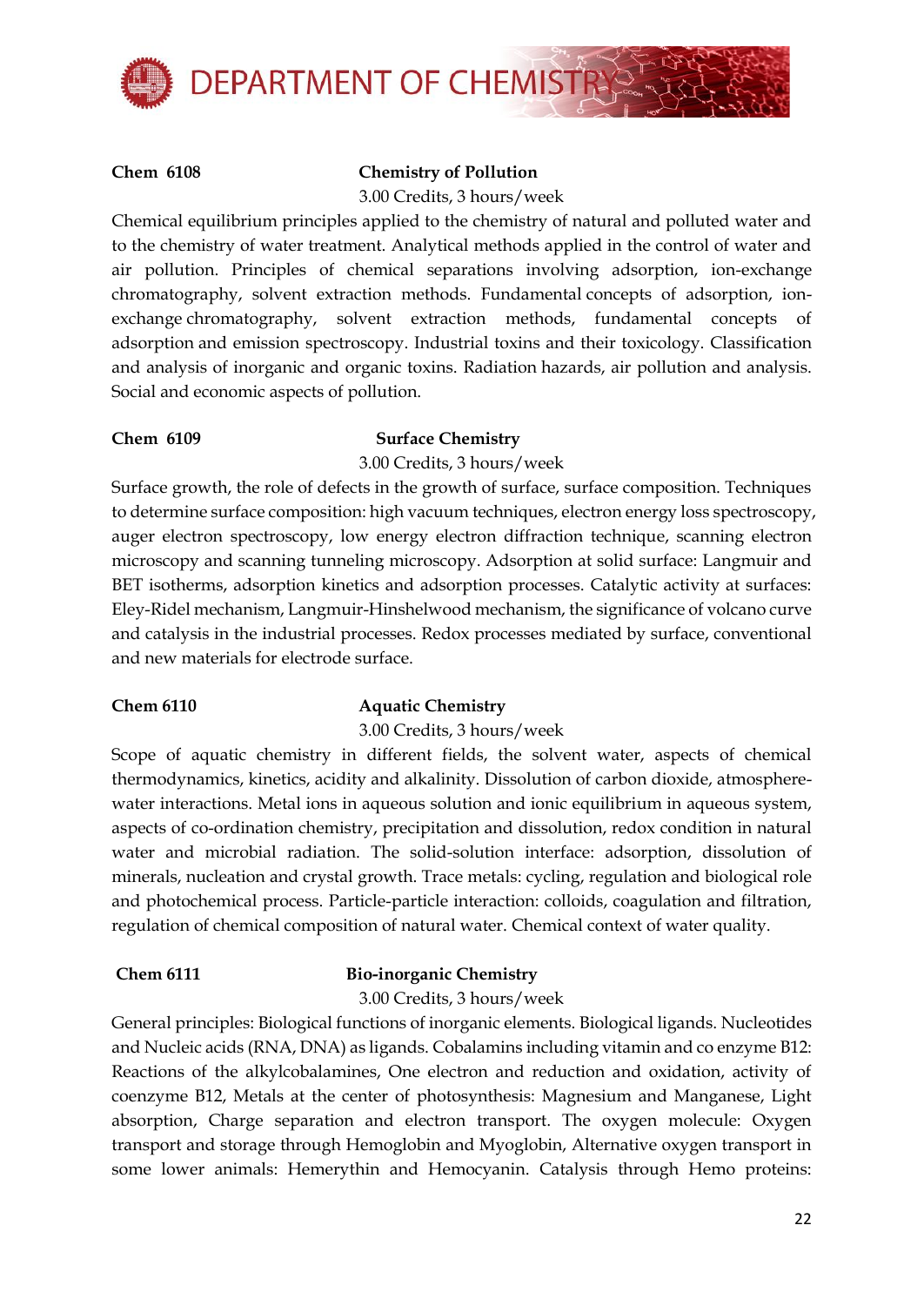**Chem 6108** **Chemistry of Pollution**

3.00 Credits, 3 hours/week

Chemical equilibrium principles applied to the chemistry of natural and polluted water and to the chemistry of water treatment. Analytical methods applied in the control of water and air pollution. Principles of chemical separations involving adsorption, ion-exchange chromatography, solvent extraction methods. Fundamental concepts of adsorption, ion-exchange chromatography, solvent extraction methods, fundamental concepts of adsorption and emission spectroscopy. Industrial toxins and their toxicology. Classification and analysis of inorganic and organic toxins. Radiation hazards, air pollution and analysis. Social and economic aspects of pollution.

**Chem 6109** **Surface Chemistry**

3.00 Credits, 3 hours/week

Surface growth, the role of defects in the growth of surface, surface composition. Techniques to determine surface composition: high vacuum techniques, electron energy loss spectroscopy, auger electron spectroscopy, low energy electron diffraction technique, scanning electron microscopy and scanning tunneling microscopy. Adsorption at solid surface: Langmuir and BET isotherms, adsorption kinetics and adsorption processes. Catalytic activity at surfaces: Eley-Ridel mechanism, Langmuir-Hinshelwood mechanism, the significance of volcano curve and catalysis in the industrial processes. Redox processes mediated by surface, conventional and new materials for electrode surface.

**Chem 6110** **Aquatic Chemistry**

3.00 Credits, 3 hours/week

Scope of aquatic chemistry in different fields, the solvent water, aspects of chemical thermodynamics, kinetics, acidity and alkalinity. Dissolution of carbon dioxide, atmosphere-water interactions. Metal ions in aqueous solution and ionic equilibrium in aqueous system, aspects of co-ordination chemistry, precipitation and dissolution, redox condition in natural water and microbial radiation. The solid-solution interface: adsorption, dissolution of minerals, nucleation and crystal growth. Trace metals: cycling, regulation and biological role and photochemical process. Particle-particle interaction: colloids, coagulation and filtration, regulation of chemical composition of natural water. Chemical context of water quality.

**Chem 6111** **Bio-inorganic Chemistry**

3.00 Credits, 3 hours/week

General principles: Biological functions of inorganic elements. Biological ligands. Nucleotides and Nucleic acids (RNA, DNA) as ligands. Cobalamins including vitamin and co enzyme B12: Reactions of the alkylcobalamines, One electron and reduction and oxidation, activity of coenzyme B12, Metals at the center of photosynthesis: Magnesium and Manganese, Light absorption, Charge separation and electron transport. The oxygen molecule: Oxygen transport and storage through Hemoglobin and Myoglobin, Alternative oxygen transport in some lower animals: Hemerythin and Hemocyanin. Catalysis through Hemo proteins: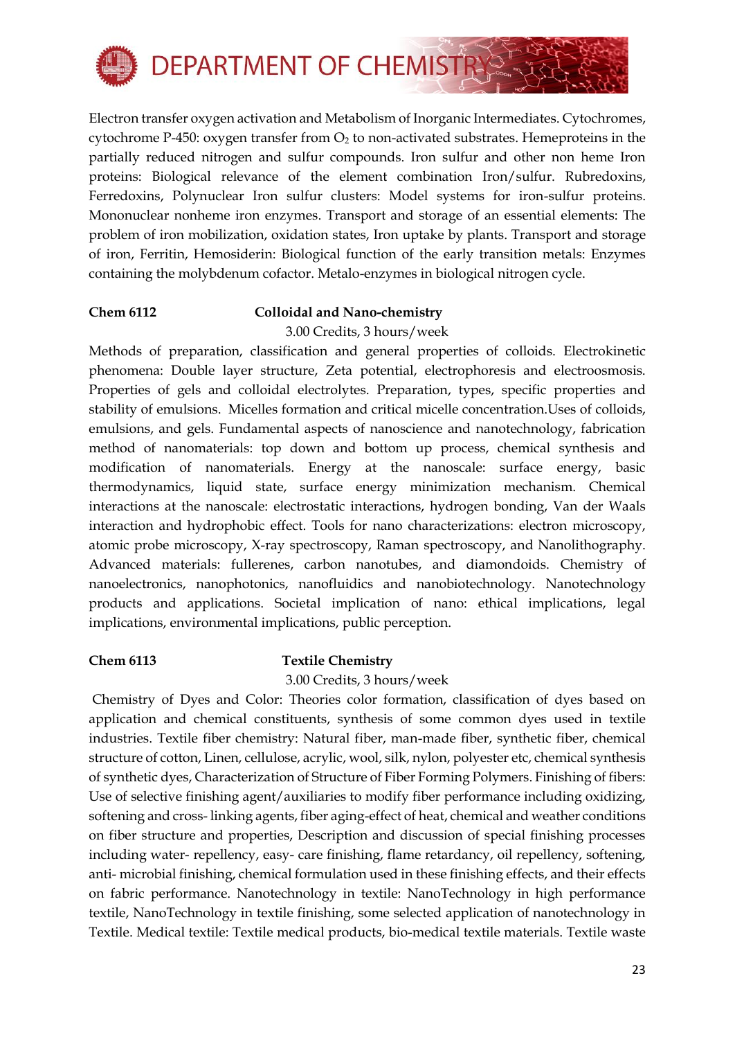Electron transfer oxygen activation and Metabolism of Inorganic Intermediates. Cytochromes, cytochrome P-450: oxygen transfer from $O_2$ to non-activated substrates. Hemeproteins in the partially reduced nitrogen and sulfur compounds. Iron sulfur and other non heme Iron proteins: Biological relevance of the element combination Iron/sulfur. Rubredoxins, Ferredoxins, Polynuclear Iron sulfur clusters: Model systems for iron-sulfur proteins. Mononuclear nonheme iron enzymes. Transport and storage of an essential elements: The problem of iron mobilization, oxidation states, Iron uptake by plants. Transport and storage of iron, Ferritin, Hemosiderin: Biological function of the early transition metals: Enzymes containing the molybdenum cofactor. Metalo-enzymes in biological nitrogen cycle.

**Chem 6112 Colloidal and Nano-chemistry**

3.00 Credits, 3 hours/week

Methods of preparation, classification and general properties of colloids. Electrokinetic phenomena: Double layer structure, Zeta potential, electrophoresis and electroosmosis. Properties of gels and colloidal electrolytes. Preparation, types, specific properties and stability of emulsions. Micelles formation and critical micelle concentration.Uses of colloids, emulsions, and gels. Fundamental aspects of nanoscience and nanotechnology, fabrication method of nanomaterials: top down and bottom up process, chemical synthesis and modification of nanomaterials. Energy at the nanoscale: surface energy, basic thermodynamics, liquid state, surface energy minimization mechanism. Chemical interactions at the nanoscale: electrostatic interactions, hydrogen bonding, Van der Waals interaction and hydrophobic effect. Tools for nano characterizations: electron microscopy, atomic probe microscopy, X-ray spectroscopy, Raman spectroscopy, and Nanolithography. Advanced materials: fullerenes, carbon nanotubes, and diamondoids. Chemistry of nanoelectronics, nanophotonics, nanofluidics and nanobiotechnology. Nanotechnology products and applications. Societal implication of nano: ethical implications, legal implications, environmental implications, public perception.

**Chem 6113 Textile Chemistry**

3.00 Credits, 3 hours/week

Chemistry of Dyes and Color: Theories color formation, classification of dyes based on application and chemical constituents, synthesis of some common dyes used in textile industries. Textile fiber chemistry: Natural fiber, man-made fiber, synthetic fiber, chemical structure of cotton, Linen, cellulose, acrylic, wool, silk, nylon, polyester etc, chemical synthesis of synthetic dyes, Characterization of Structure of Fiber Forming Polymers. Finishing of fibers: Use of selective finishing agent/auxiliaries to modify fiber performance including oxidizing, softening and cross- linking agents, fiber aging-effect of heat, chemical and weather conditions on fiber structure and properties, Description and discussion of special finishing processes including water- repellency, easy- care finishing, flame retardancy, oil repellency, softening, anti- microbial finishing, chemical formulation used in these finishing effects, and their effects on fabric performance. Nanotechnology in textile: NanoTechnology in high performance textile, NanoTechnology in textile finishing, some selected application of nanotechnology in Textile. Medical textile: Textile medical products, bio-medical textile materials. Textile waste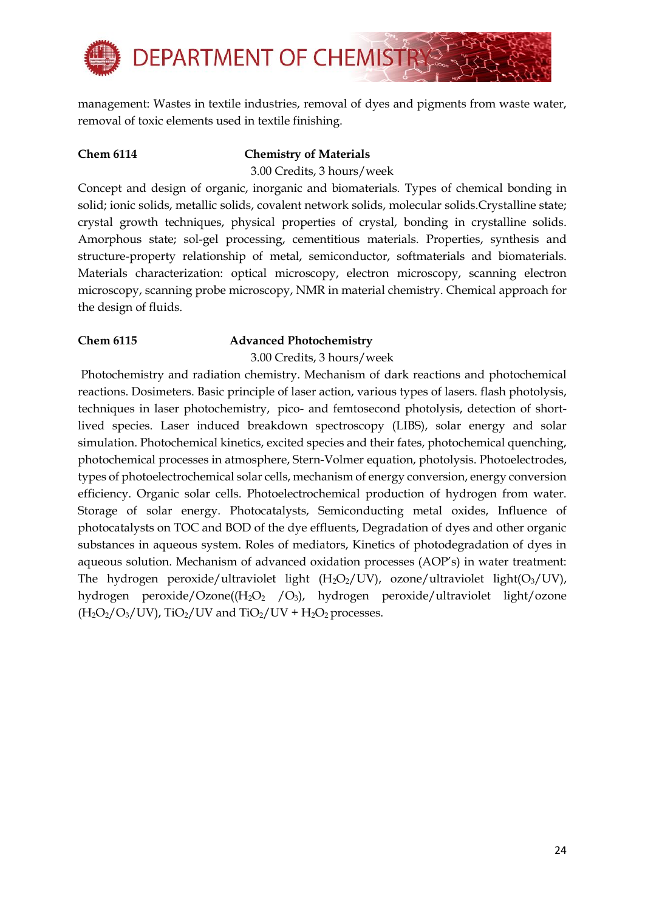management: Wastes in textile industries, removal of dyes and pigments from waste water, removal of toxic elements used in textile finishing.

**Chem 6114 Chemistry of Materials**

3.00 Credits, 3 hours/week

Concept and design of organic, inorganic and biomaterials. Types of chemical bonding in solid; ionic solids, metallic solids, covalent network solids, molecular solids.Crystalline state; crystal growth techniques, physical properties of crystal, bonding in crystalline solids. Amorphous state; sol-gel processing, cementitious materials. Properties, synthesis and structure-property relationship of metal, semiconductor, softmaterials and biomaterials. Materials characterization: optical microscopy, electron microscopy, scanning electron microscopy, scanning probe microscopy, NMR in material chemistry. Chemical approach for the design of fluids.

**Chem 6115 Advanced Photochemistry**

3.00 Credits, 3 hours/week

Photochemistry and radiation chemistry. Mechanism of dark reactions and photochemical reactions. Dosimeters. Basic principle of laser action, various types of lasers. flash photolysis, techniques in laser photochemistry, pico- and femtosecond photolysis, detection of short-lived species. Laser induced breakdown spectroscopy (LIBS), solar energy and solar simulation. Photochemical kinetics, excited species and their fates, photochemical quenching, photochemical processes in atmosphere, Stern-Volmer equation, photolysis. Photoelectrodes, types of photoelectrochemical solar cells, mechanism of energy conversion, energy conversion efficiency. Organic solar cells. Photoelectrochemical production of hydrogen from water. Storage of solar energy. Photocatalysts, Semiconducting metal oxides, Influence of photocatalysts on TOC and BOD of the dye effluents, Degradation of dyes and other organic substances in aqueous system. Roles of mediators, Kinetics of photodegradation of dyes in aqueous solution. Mechanism of advanced oxidation processes (AOP's) in water treatment: The hydrogen peroxide/ultraviolet light ($H_2O_2$/UV), ozone/ultraviolet light($O_3$/UV), hydrogen peroxide/Ozone(($H_2O_2$ /$O_3$), hydrogen peroxide/ultraviolet light/ozone ($H_2O_2$/$O_3$/UV), $TiO_2$/UV and $TiO_2$/UV + $H_2O_2$ processes.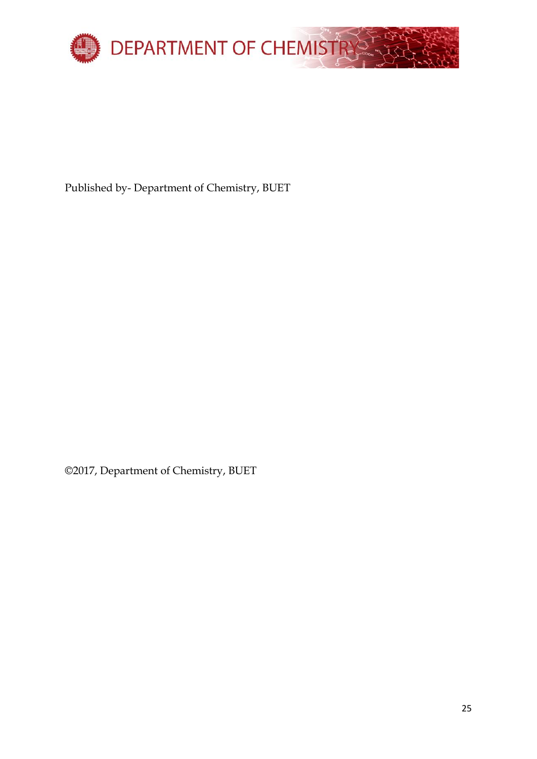Published by- Department of Chemistry, BUET

©2017, Department of Chemistry, BUET